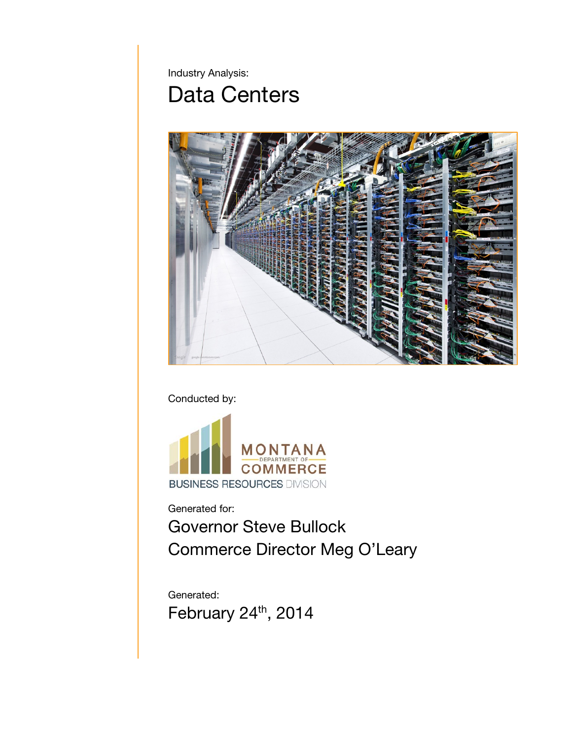Industry Analysis:

# Data Centers

Conducted by:

MONTANA DEPARTMENT OF COMMERCE

BUSINESS RESOURCES DIVISION

Generated for:

Governor Steve Bullock

Commerce Director Meg O'Leary

Generated:

February 24th, 2014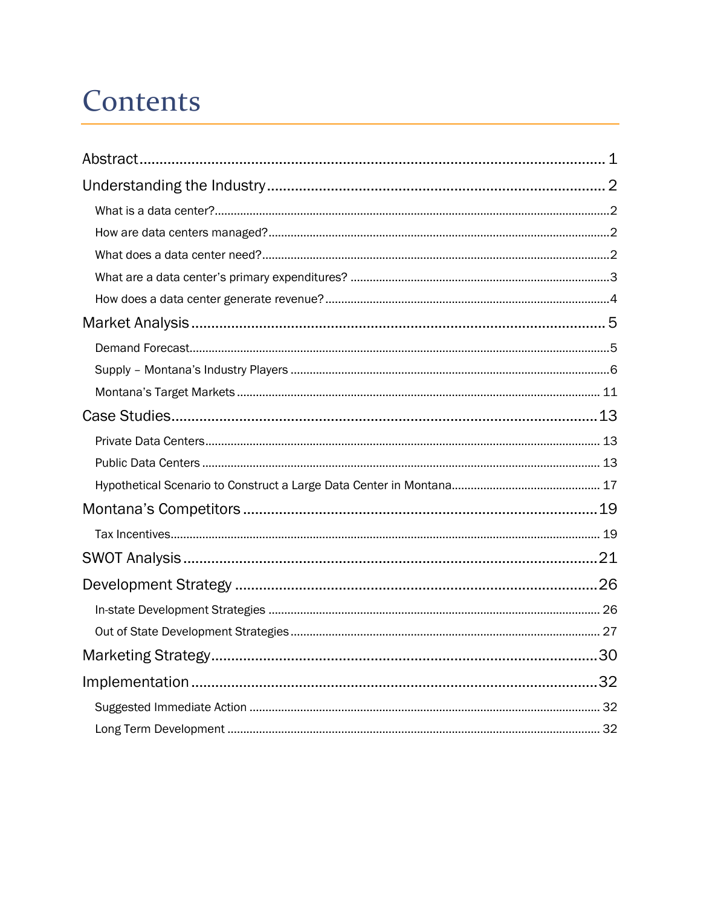# Contents

- Abstract ... 1
- Understanding the Industry ... 2
  - What is a data center? ... 2
  - How are data centers managed? ... 2
  - What does a data center need? ... 2
  - What are a data center's primary expenditures? ... 3
  - How does a data center generate revenue? ... 4
- Market Analysis ... 5
  - Demand Forecast ... 5
  - Supply – Montana's Industry Players ... 6
  - Montana's Target Markets ... 11
- Case Studies ... 13
  - Private Data Centers ... 13
  - Public Data Centers ... 13
  - Hypothetical Scenario to Construct a Large Data Center in Montana ... 17
- Montana's Competitors ... 19
  - Tax Incentives ... 19
- SWOT Analysis ... 21
- Development Strategy ... 26
  - In-state Development Strategies ... 26
  - Out of State Development Strategies ... 27
- Marketing Strategy ... 30
- Implementation ... 32
  - Suggested Immediate Action ... 32
  - Long Term Development ... 32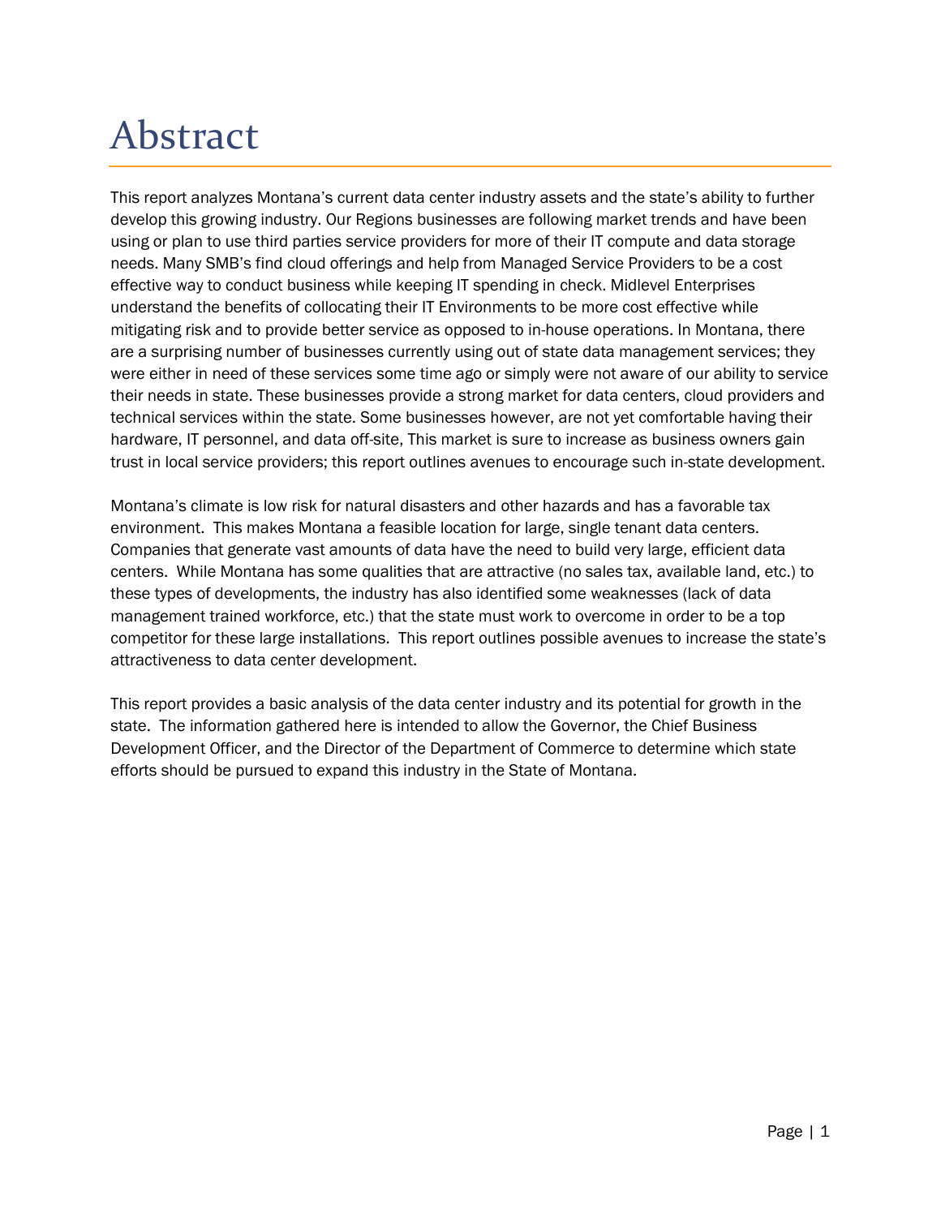# Abstract

This report analyzes Montana's current data center industry assets and the state's ability to further develop this growing industry. Our Regions businesses are following market trends and have been using or plan to use third parties service providers for more of their IT compute and data storage needs. Many SMB's find cloud offerings and help from Managed Service Providers to be a cost effective way to conduct business while keeping IT spending in check. Midlevel Enterprises understand the benefits of collocating their IT Environments to be more cost effective while mitigating risk and to provide better service as opposed to in-house operations. In Montana, there are a surprising number of businesses currently using out of state data management services; they were either in need of these services some time ago or simply were not aware of our ability to service their needs in state. These businesses provide a strong market for data centers, cloud providers and technical services within the state. Some businesses however, are not yet comfortable having their hardware, IT personnel, and data off-site, This market is sure to increase as business owners gain trust in local service providers; this report outlines avenues to encourage such in-state development.

Montana's climate is low risk for natural disasters and other hazards and has a favorable tax environment. This makes Montana a feasible location for large, single tenant data centers. Companies that generate vast amounts of data have the need to build very large, efficient data centers. While Montana has some qualities that are attractive (no sales tax, available land, etc.) to these types of developments, the industry has also identified some weaknesses (lack of data management trained workforce, etc.) that the state must work to overcome in order to be a top competitor for these large installations. This report outlines possible avenues to increase the state's attractiveness to data center development.

This report provides a basic analysis of the data center industry and its potential for growth in the state. The information gathered here is intended to allow the Governor, the Chief Business Development Officer, and the Director of the Department of Commerce to determine which state efforts should be pursued to expand this industry in the State of Montana.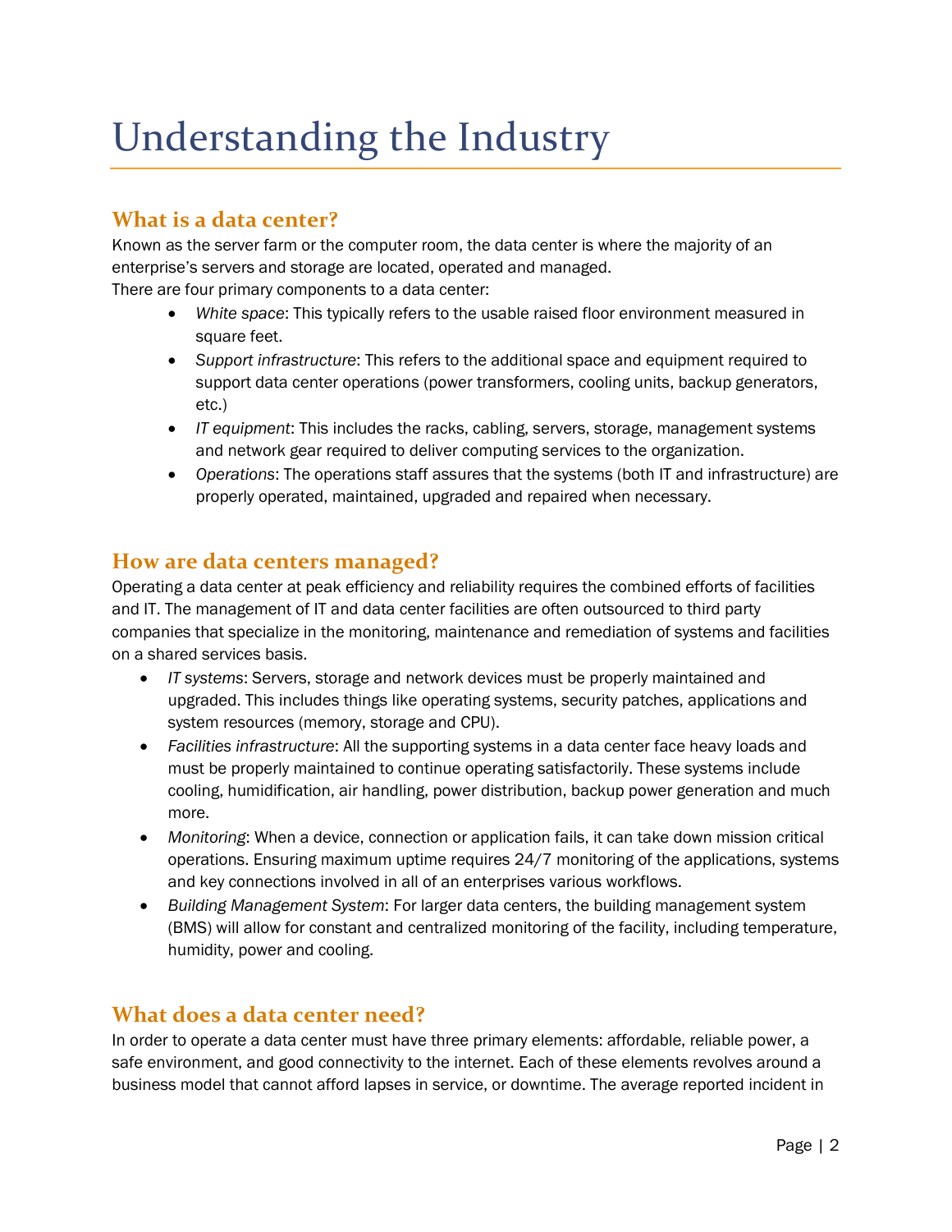# Understanding the Industry

## What is a data center?

Known as the server farm or the computer room, the data center is where the majority of an enterprise's servers and storage are located, operated and managed.
There are four primary components to a data center:

- *White space*: This typically refers to the usable raised floor environment measured in square feet.
- *Support infrastructure*: This refers to the additional space and equipment required to support data center operations (power transformers, cooling units, backup generators, etc.)
- *IT equipment*: This includes the racks, cabling, servers, storage, management systems and network gear required to deliver computing services to the organization.
- *Operations*: The operations staff assures that the systems (both IT and infrastructure) are properly operated, maintained, upgraded and repaired when necessary.

## How are data centers managed?

Operating a data center at peak efficiency and reliability requires the combined efforts of facilities and IT. The management of IT and data center facilities are often outsourced to third party companies that specialize in the monitoring, maintenance and remediation of systems and facilities on a shared services basis.

- *IT systems*: Servers, storage and network devices must be properly maintained and upgraded. This includes things like operating systems, security patches, applications and system resources (memory, storage and CPU).
- *Facilities infrastructure*: All the supporting systems in a data center face heavy loads and must be properly maintained to continue operating satisfactorily. These systems include cooling, humidification, air handling, power distribution, backup power generation and much more.
- *Monitoring*: When a device, connection or application fails, it can take down mission critical operations. Ensuring maximum uptime requires 24/7 monitoring of the applications, systems and key connections involved in all of an enterprises various workflows.
- *Building Management System*: For larger data centers, the building management system (BMS) will allow for constant and centralized monitoring of the facility, including temperature, humidity, power and cooling.

## What does a data center need?

In order to operate a data center must have three primary elements: affordable, reliable power, a safe environment, and good connectivity to the internet. Each of these elements revolves around a business model that cannot afford lapses in service, or downtime. The average reported incident in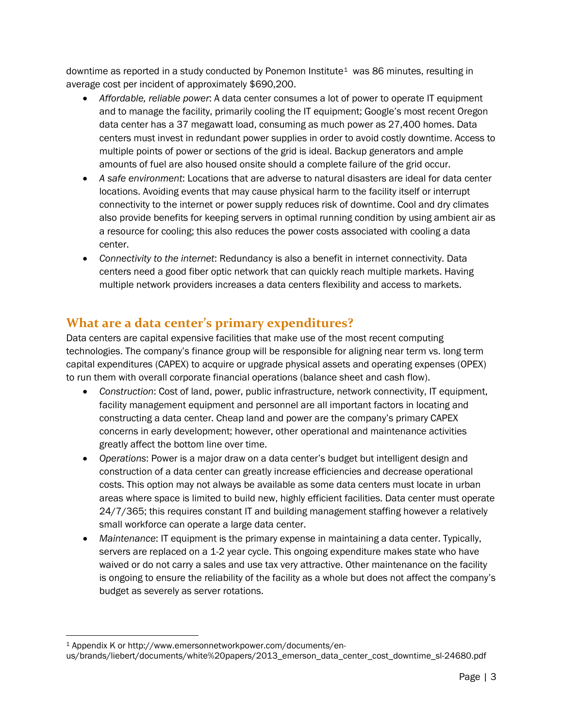downtime as reported in a study conducted by Ponemon Institute[1] was 86 minutes, resulting in average cost per incident of approximately $690,200.

- *Affordable, reliable power*: A data center consumes a lot of power to operate IT equipment and to manage the facility, primarily cooling the IT equipment; Google's most recent Oregon data center has a 37 megawatt load, consuming as much power as 27,400 homes. Data centers must invest in redundant power supplies in order to avoid costly downtime. Access to multiple points of power or sections of the grid is ideal. Backup generators and ample amounts of fuel are also housed onsite should a complete failure of the grid occur.
- *A safe environment*: Locations that are adverse to natural disasters are ideal for data center locations. Avoiding events that may cause physical harm to the facility itself or interrupt connectivity to the internet or power supply reduces risk of downtime. Cool and dry climates also provide benefits for keeping servers in optimal running condition by using ambient air as a resource for cooling; this also reduces the power costs associated with cooling a data center.
- *Connectivity to the internet*: Redundancy is also a benefit in internet connectivity. Data centers need a good fiber optic network that can quickly reach multiple markets. Having multiple network providers increases a data centers flexibility and access to markets.

## What are a data center's primary expenditures?

Data centers are capital expensive facilities that make use of the most recent computing technologies. The company's finance group will be responsible for aligning near term vs. long term capital expenditures (CAPEX) to acquire or upgrade physical assets and operating expenses (OPEX) to run them with overall corporate financial operations (balance sheet and cash flow).

- *Construction*: Cost of land, power, public infrastructure, network connectivity, IT equipment, facility management equipment and personnel are all important factors in locating and constructing a data center. Cheap land and power are the company's primary CAPEX concerns in early development; however, other operational and maintenance activities greatly affect the bottom line over time.
- *Operations*: Power is a major draw on a data center's budget but intelligent design and construction of a data center can greatly increase efficiencies and decrease operational costs. This option may not always be available as some data centers must locate in urban areas where space is limited to build new, highly efficient facilities. Data center must operate 24/7/365; this requires constant IT and building management staffing however a relatively small workforce can operate a large data center.
- *Maintenance*: IT equipment is the primary expense in maintaining a data center. Typically, servers are replaced on a 1-2 year cycle. This ongoing expenditure makes state who have waived or do not carry a sales and use tax very attractive. Other maintenance on the facility is ongoing to ensure the reliability of the facility as a whole but does not affect the company's budget as severely as server rotations.

---

[1] Appendix K or http://www.emersonnetworkpower.com/documents/en-us/brands/liebert/documents/white%20papers/2013_emerson_data_center_cost_downtime_sl-24680.pdf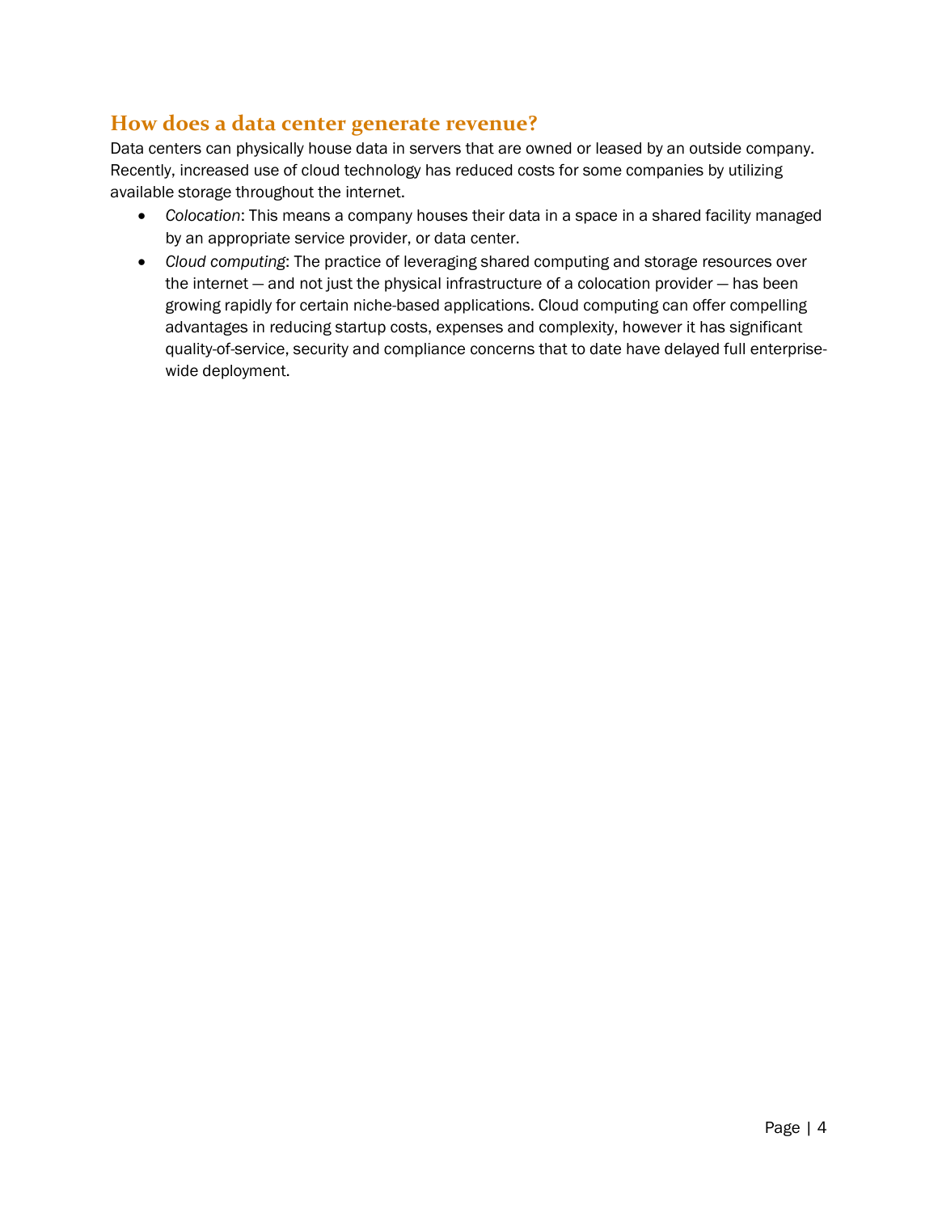## How does a data center generate revenue?

Data centers can physically house data in servers that are owned or leased by an outside company. Recently, increased use of cloud technology has reduced costs for some companies by utilizing available storage throughout the internet.

- *Colocation*: This means a company houses their data in a space in a shared facility managed by an appropriate service provider, or data center.
- *Cloud computing*: The practice of leveraging shared computing and storage resources over the internet — and not just the physical infrastructure of a colocation provider — has been growing rapidly for certain niche-based applications. Cloud computing can offer compelling advantages in reducing startup costs, expenses and complexity, however it has significant quality-of-service, security and compliance concerns that to date have delayed full enterprise-wide deployment.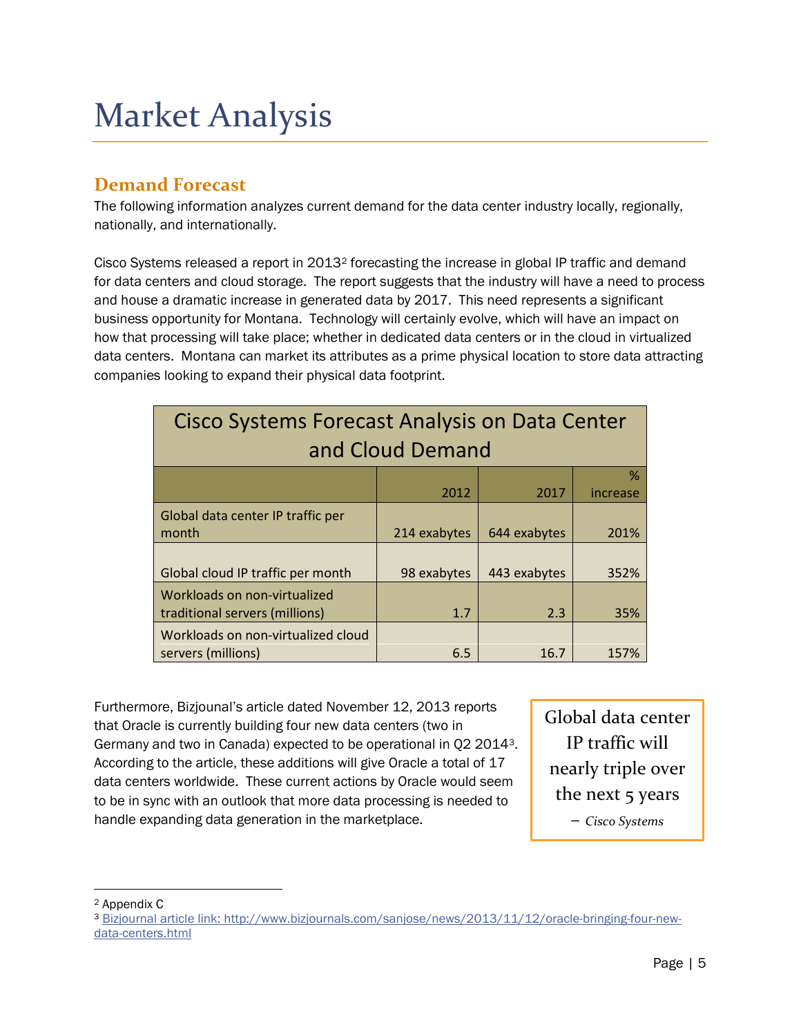# Market Analysis

## Demand Forecast

The following information analyzes current demand for the data center industry locally, regionally, nationally, and internationally.

Cisco Systems released a report in 2013[2] forecasting the increase in global IP traffic and demand for data centers and cloud storage. The report suggests that the industry will have a need to process and house a dramatic increase in generated data by 2017. This need represents a significant business opportunity for Montana. Technology will certainly evolve, which will have an impact on how that processing will take place; whether in dedicated data centers or in the cloud in virtualized data centers. Montana can market its attributes as a prime physical location to store data attracting companies looking to expand their physical data footprint.

**Cisco Systems Forecast Analysis on Data Center and Cloud Demand**

| | 2012 | 2017 | % increase |
|---|---|---|---|
| Global data center IP traffic per month | 214 exabytes | 644 exabytes | 201% |
| Global cloud IP traffic per month | 98 exabytes | 443 exabytes | 352% |
| Workloads on non-virtualized traditional servers (millions) | 1.7 | 2.3 | 35% |
| Workloads on non-virtualized cloud servers (millions) | 6.5 | 16.7 | 157% |

Furthermore, Bizjounal's article dated November 12, 2013 reports that Oracle is currently building four new data centers (two in Germany and two in Canada) expected to be operational in Q2 2014[3]. According to the article, these additions will give Oracle a total of 17 data centers worldwide. These current actions by Oracle would seem to be in sync with an outlook that more data processing is needed to handle expanding data generation in the marketplace.

> Global data center IP traffic will nearly triple over the next 5 years
>
> – *Cisco Systems*

---

[2] Appendix C

[3] Bizjournal article link: http://www.bizjournals.com/sanjose/news/2013/11/12/oracle-bringing-four-new-data-centers.html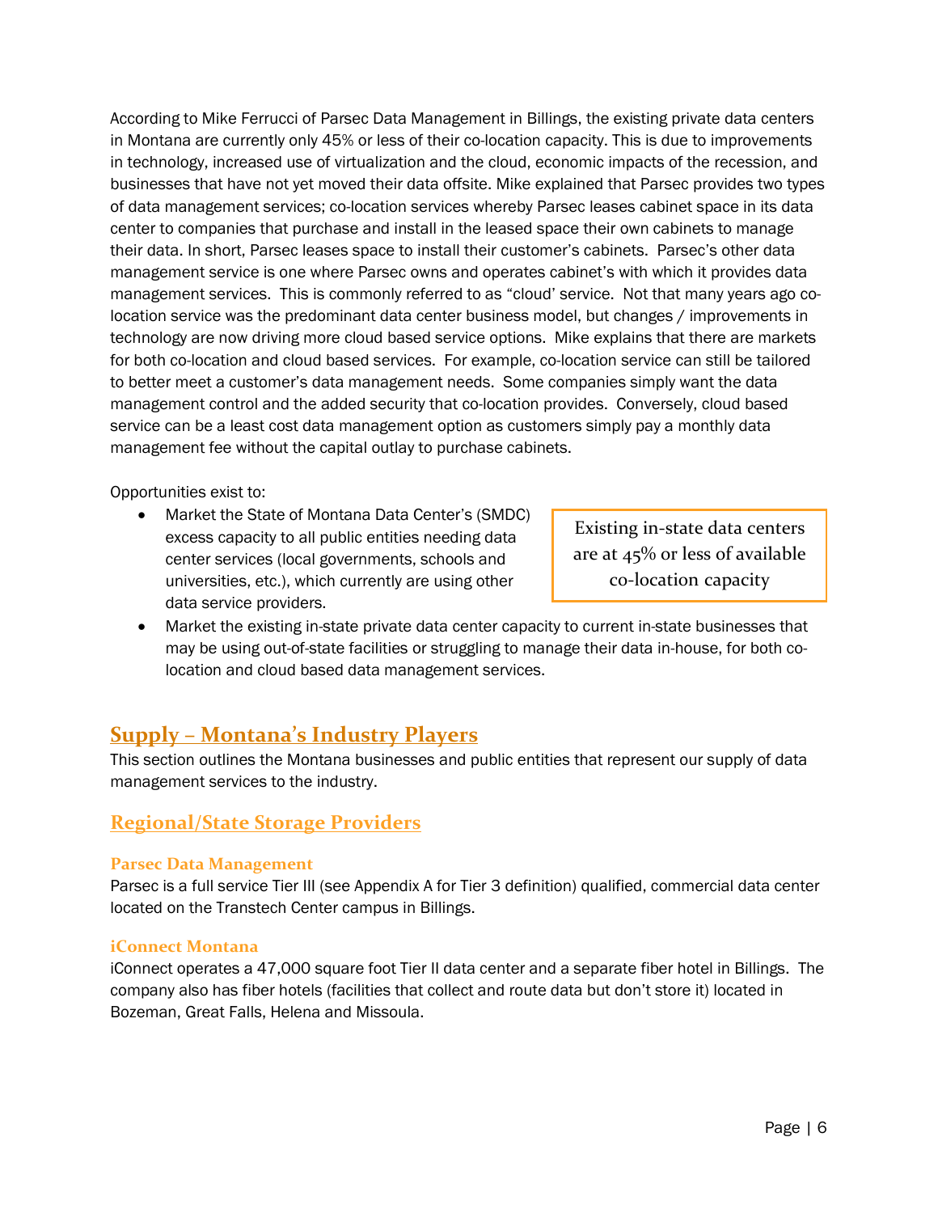According to Mike Ferrucci of Parsec Data Management in Billings, the existing private data centers in Montana are currently only 45% or less of their co-location capacity. This is due to improvements in technology, increased use of virtualization and the cloud, economic impacts of the recession, and businesses that have not yet moved their data offsite. Mike explained that Parsec provides two types of data management services; co-location services whereby Parsec leases cabinet space in its data center to companies that purchase and install in the leased space their own cabinets to manage their data. In short, Parsec leases space to install their customer's cabinets. Parsec's other data management service is one where Parsec owns and operates cabinet's with which it provides data management services. This is commonly referred to as "cloud' service. Not that many years ago co-location service was the predominant data center business model, but changes / improvements in technology are now driving more cloud based service options. Mike explains that there are markets for both co-location and cloud based services. For example, co-location service can still be tailored to better meet a customer's data management needs. Some companies simply want the data management control and the added security that co-location provides. Conversely, cloud based service can be a least cost data management option as customers simply pay a monthly data management fee without the capital outlay to purchase cabinets.

Opportunities exist to:

- Market the State of Montana Data Center's (SMDC) excess capacity to all public entities needing data center services (local governments, schools and universities, etc.), which currently are using other data service providers.
- Market the existing in-state private data center capacity to current in-state businesses that may be using out-of-state facilities or struggling to manage their data in-house, for both co-location and cloud based data management services.

> Existing in-state data centers are at 45% or less of available co-location capacity

## Supply – Montana's Industry Players

This section outlines the Montana businesses and public entities that represent our supply of data management services to the industry.

## Regional/State Storage Providers

### Parsec Data Management

Parsec is a full service Tier III (see Appendix A for Tier 3 definition) qualified, commercial data center located on the Transtech Center campus in Billings.

### iConnect Montana

iConnect operates a 47,000 square foot Tier II data center and a separate fiber hotel in Billings. The company also has fiber hotels (facilities that collect and route data but don't store it) located in Bozeman, Great Falls, Helena and Missoula.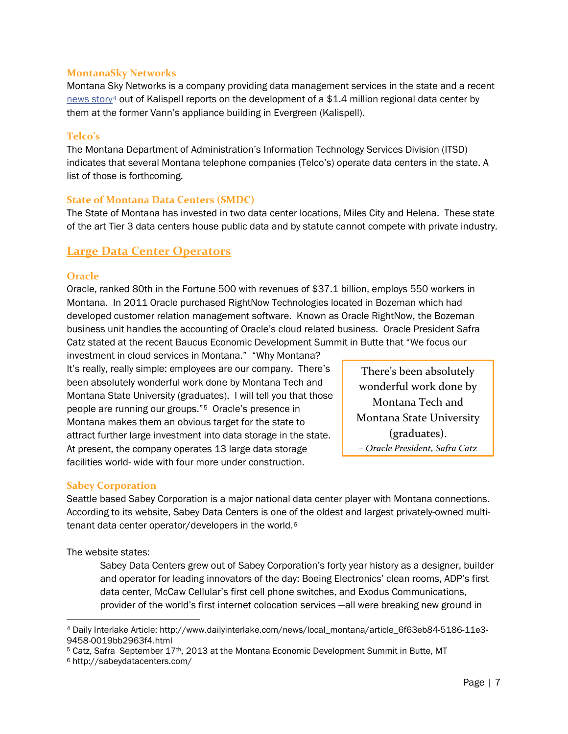### MontanaSky Networks

Montana Sky Networks is a company providing data management services in the state and a recent news story[4] out of Kalispell reports on the development of a $1.4 million regional data center by them at the former Vann's appliance building in Evergreen (Kalispell).

### Telco's

The Montana Department of Administration's Information Technology Services Division (ITSD) indicates that several Montana telephone companies (Telco's) operate data centers in the state. A list of those is forthcoming.

### State of Montana Data Centers (SMDC)

The State of Montana has invested in two data center locations, Miles City and Helena. These state of the art Tier 3 data centers house public data and by statute cannot compete with private industry.

## Large Data Center Operators

### Oracle

Oracle, ranked 80th in the Fortune 500 with revenues of $37.1 billion, employs 550 workers in Montana. In 2011 Oracle purchased RightNow Technologies located in Bozeman which had developed customer relation management software. Known as Oracle RightNow, the Bozeman business unit handles the accounting of Oracle's cloud related business. Oracle President Safra Catz stated at the recent Baucus Economic Development Summit in Butte that "We focus our investment in cloud services in Montana." "Why Montana? It's really, really simple: employees are our company. There's been absolutely wonderful work done by Montana Tech and Montana State University (graduates). I will tell you that those people are running our groups."[5] Oracle's presence in Montana makes them an obvious target for the state to attract further large investment into data storage in the state. At present, the company operates 13 large data storage facilities world- wide with four more under construction.

> There's been absolutely wonderful work done by Montana Tech and Montana State University (graduates).
> *– Oracle President, Safra Catz*

### Sabey Corporation

Seattle based Sabey Corporation is a major national data center player with Montana connections. According to its website, Sabey Data Centers is one of the oldest and largest privately-owned multi-tenant data center operator/developers in the world.[6]

The website states:

> Sabey Data Centers grew out of Sabey Corporation's forty year history as a designer, builder and operator for leading innovators of the day: Boeing Electronics' clean rooms, ADP's first data center, McCaw Cellular's first cell phone switches, and Exodus Communications, provider of the world's first internet colocation services —all were breaking new ground in

---

[4] Daily Interlake Article: http://www.dailyinterlake.com/news/local_montana/article_6f63eb84-5186-11e3-9458-0019bb2963f4.html

[5] Catz, Safra September 17th, 2013 at the Montana Economic Development Summit in Butte, MT

[6] http://sabeydatacenters.com/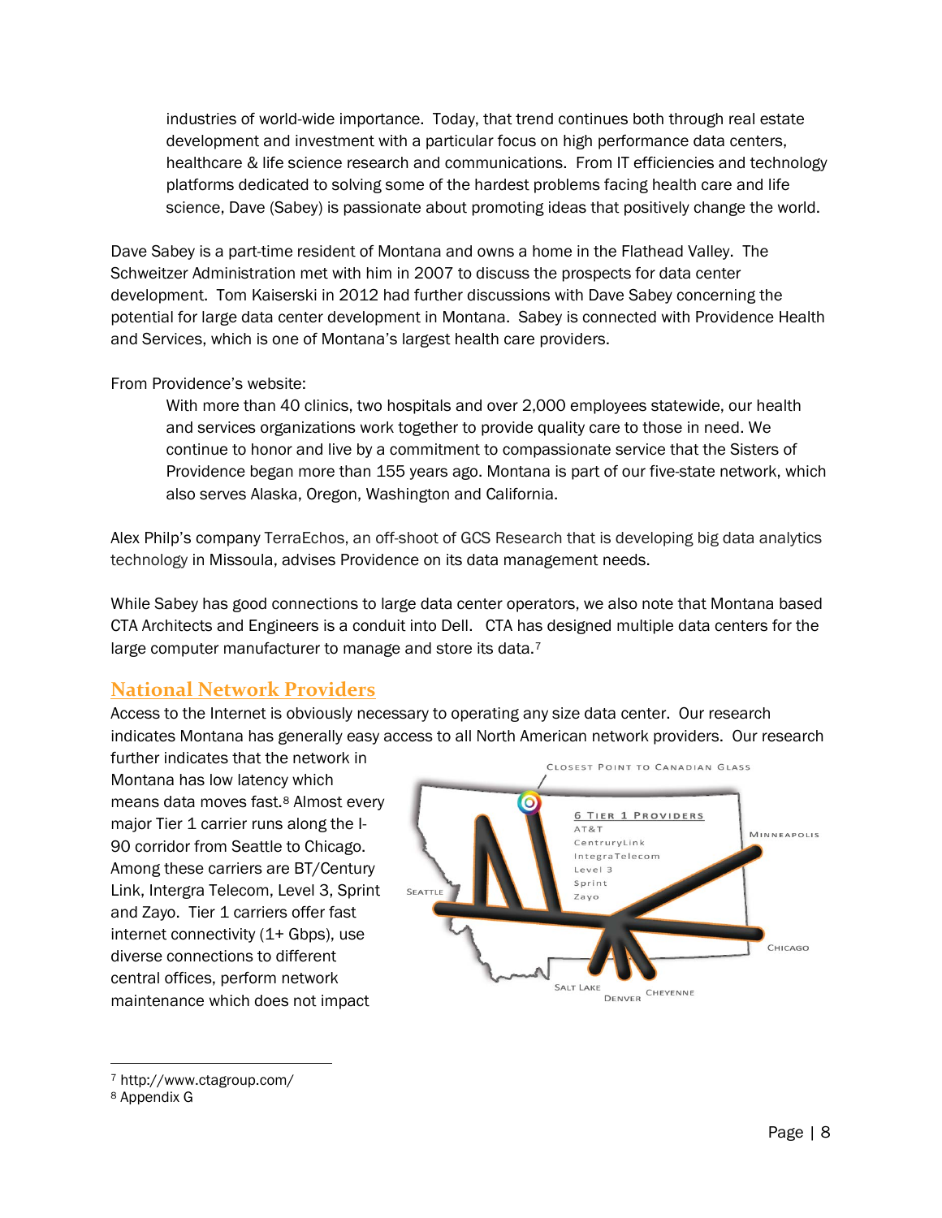> industries of world-wide importance. Today, that trend continues both through real estate development and investment with a particular focus on high performance data centers, healthcare & life science research and communications. From IT efficiencies and technology platforms dedicated to solving some of the hardest problems facing health care and life science, Dave (Sabey) is passionate about promoting ideas that positively change the world.

Dave Sabey is a part-time resident of Montana and owns a home in the Flathead Valley. The Schweitzer Administration met with him in 2007 to discuss the prospects for data center development. Tom Kaiserski in 2012 had further discussions with Dave Sabey concerning the potential for large data center development in Montana. Sabey is connected with Providence Health and Services, which is one of Montana's largest health care providers.

From Providence's website:

> With more than 40 clinics, two hospitals and over 2,000 employees statewide, our health and services organizations work together to provide quality care to those in need. We continue to honor and live by a commitment to compassionate service that the Sisters of Providence began more than 155 years ago. Montana is part of our five-state network, which also serves Alaska, Oregon, Washington and California.

Alex Philp's company TerraEchos, an off-shoot of GCS Research that is developing big data analytics technology in Missoula, advises Providence on its data management needs.

While Sabey has good connections to large data center operators, we also note that Montana based CTA Architects and Engineers is a conduit into Dell. CTA has designed multiple data centers for the large computer manufacturer to manage and store its data.[7]

## National Network Providers

Access to the Internet is obviously necessary to operating any size data center. Our research indicates Montana has generally easy access to all North American network providers. Our research further indicates that the network in Montana has low latency which means data moves fast.[8] Almost every major Tier 1 carrier runs along the I-90 corridor from Seattle to Chicago. Among these carriers are BT/Century Link, Intergra Telecom, Level 3, Sprint and Zayo. Tier 1 carriers offer fast internet connectivity (1+ Gbps), use diverse connections to different central offices, perform network maintenance which does not impact

Closest Point to Canadian Glass

6 Tier 1 Providers
AT&T
CenturyLink
IntegraTelecom
Level 3
Sprint
Zayo

Seattle · Minneapolis · Chicago · Salt Lake · Denver · Cheyenne

[7] http://www.ctagroup.com/

[8] Appendix G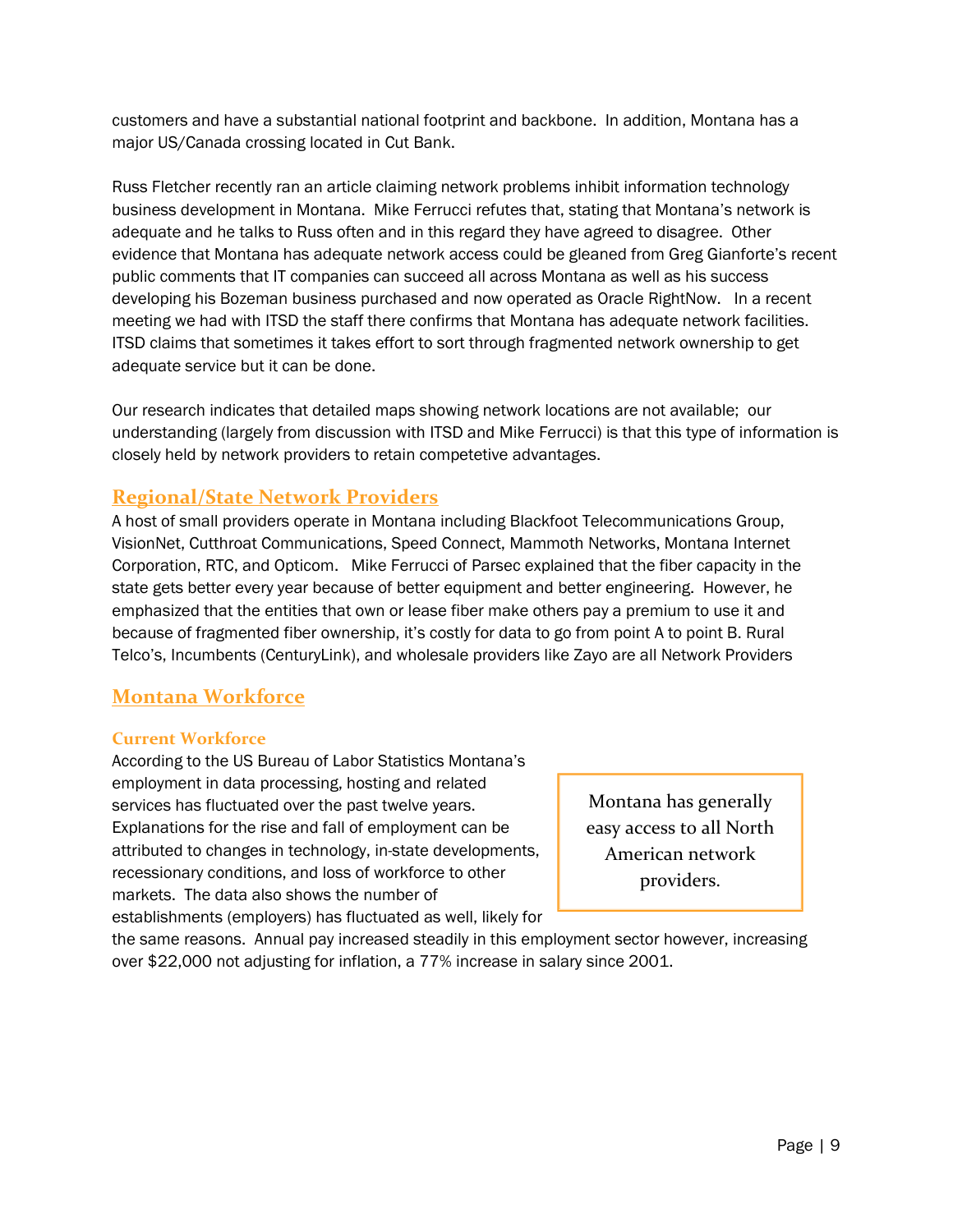customers and have a substantial national footprint and backbone. In addition, Montana has a major US/Canada crossing located in Cut Bank.

Russ Fletcher recently ran an article claiming network problems inhibit information technology business development in Montana. Mike Ferrucci refutes that, stating that Montana's network is adequate and he talks to Russ often and in this regard they have agreed to disagree. Other evidence that Montana has adequate network access could be gleaned from Greg Gianforte's recent public comments that IT companies can succeed all across Montana as well as his success developing his Bozeman business purchased and now operated as Oracle RightNow. In a recent meeting we had with ITSD the staff there confirms that Montana has adequate network facilities. ITSD claims that sometimes it takes effort to sort through fragmented network ownership to get adequate service but it can be done.

Our research indicates that detailed maps showing network locations are not available; our understanding (largely from discussion with ITSD and Mike Ferrucci) is that this type of information is closely held by network providers to retain competetive advantages.

## Regional/State Network Providers

A host of small providers operate in Montana including Blackfoot Telecommunications Group, VisionNet, Cutthroat Communications, Speed Connect, Mammoth Networks, Montana Internet Corporation, RTC, and Opticom. Mike Ferrucci of Parsec explained that the fiber capacity in the state gets better every year because of better equipment and better engineering. However, he emphasized that the entities that own or lease fiber make others pay a premium to use it and because of fragmented fiber ownership, it's costly for data to go from point A to point B. Rural Telco's, Incumbents (CenturyLink), and wholesale providers like Zayo are all Network Providers

## Montana Workforce

### Current Workforce

> Montana has generally easy access to all North American network providers.

According to the US Bureau of Labor Statistics Montana's employment in data processing, hosting and related services has fluctuated over the past twelve years. Explanations for the rise and fall of employment can be attributed to changes in technology, in-state developments, recessionary conditions, and loss of workforce to other markets. The data also shows the number of establishments (employers) has fluctuated as well, likely for the same reasons. Annual pay increased steadily in this employment sector however, increasing over $22,000 not adjusting for inflation, a 77% increase in salary since 2001.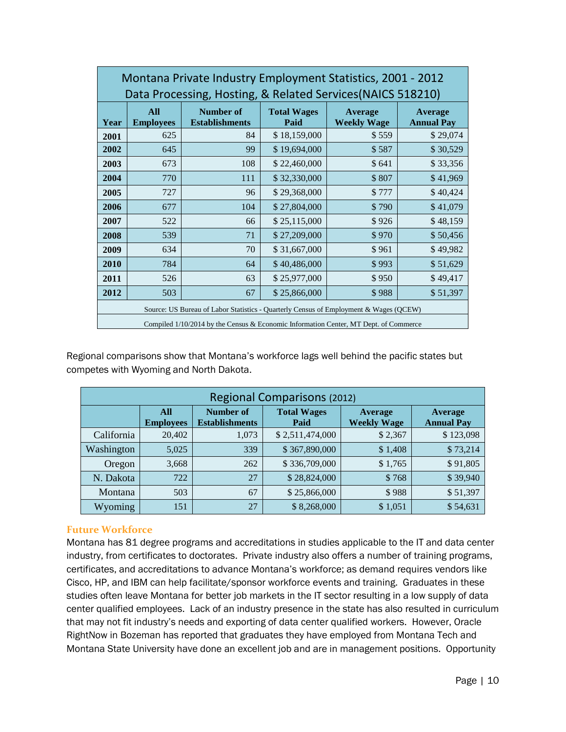| Montana Private Industry Employment Statistics, 2001 - 2012 Data Processing, Hosting, & Related Services(NAICS 518210) | | | | | |
|---|---|---|---|---|---|
| **Year** | **All Employees** | **Number of Establishments** | **Total Wages Paid** | **Average Weekly Wage** | **Average Annual Pay** |
| **2001** | 625 | 84 | $ 18,159,000 | $ 559 | $ 29,074 |
| **2002** | 645 | 99 | $ 19,694,000 | $ 587 | $ 30,529 |
| **2003** | 673 | 108 | $ 22,460,000 | $ 641 | $ 33,356 |
| **2004** | 770 | 111 | $ 32,330,000 | $ 807 | $ 41,969 |
| **2005** | 727 | 96 | $ 29,368,000 | $ 777 | $ 40,424 |
| **2006** | 677 | 104 | $ 27,804,000 | $ 790 | $ 41,079 |
| **2007** | 522 | 66 | $ 25,115,000 | $ 926 | $ 48,159 |
| **2008** | 539 | 71 | $ 27,209,000 | $ 970 | $ 50,456 |
| **2009** | 634 | 70 | $ 31,667,000 | $ 961 | $ 49,982 |
| **2010** | 784 | 64 | $ 40,486,000 | $ 993 | $ 51,629 |
| **2011** | 526 | 63 | $ 25,977,000 | $ 950 | $ 49,417 |
| **2012** | 503 | 67 | $ 25,866,000 | $ 988 | $ 51,397 |
| Source: US Bureau of Labor Statistics - Quarterly Census of Employment & Wages (QCEW) | | | | | |
| Compiled 1/10/2014 by the Census & Economic Information Center, MT Dept. of Commerce | | | | | |

Regional comparisons show that Montana's workforce lags well behind the pacific states but competes with Wyoming and North Dakota.

| Regional Comparisons (2012) | | | | | |
|---|---|---|---|---|---|
| | **All Employees** | **Number of Establishments** | **Total Wages Paid** | **Average Weekly Wage** | **Average Annual Pay** |
| California | 20,402 | 1,073 | $ 2,511,474,000 | $ 2,367 | $ 123,098 |
| Washington | 5,025 | 339 | $ 367,890,000 | $ 1,408 | $ 73,214 |
| Oregon | 3,668 | 262 | $ 336,709,000 | $ 1,765 | $ 91,805 |
| N. Dakota | 722 | 27 | $ 28,824,000 | $ 768 | $ 39,940 |
| Montana | 503 | 67 | $ 25,866,000 | $ 988 | $ 51,397 |
| Wyoming | 151 | 27 | $ 8,268,000 | $ 1,051 | $ 54,631 |

### Future Workforce

Montana has 81 degree programs and accreditations in studies applicable to the IT and data center industry, from certificates to doctorates. Private industry also offers a number of training programs, certificates, and accreditations to advance Montana's workforce; as demand requires vendors like Cisco, HP, and IBM can help facilitate/sponsor workforce events and training. Graduates in these studies often leave Montana for better job markets in the IT sector resulting in a low supply of data center qualified employees. Lack of an industry presence in the state has also resulted in curriculum that may not fit industry's needs and exporting of data center qualified workers. However, Oracle RightNow in Bozeman has reported that graduates they have employed from Montana Tech and Montana State University have done an excellent job and are in management positions. Opportunity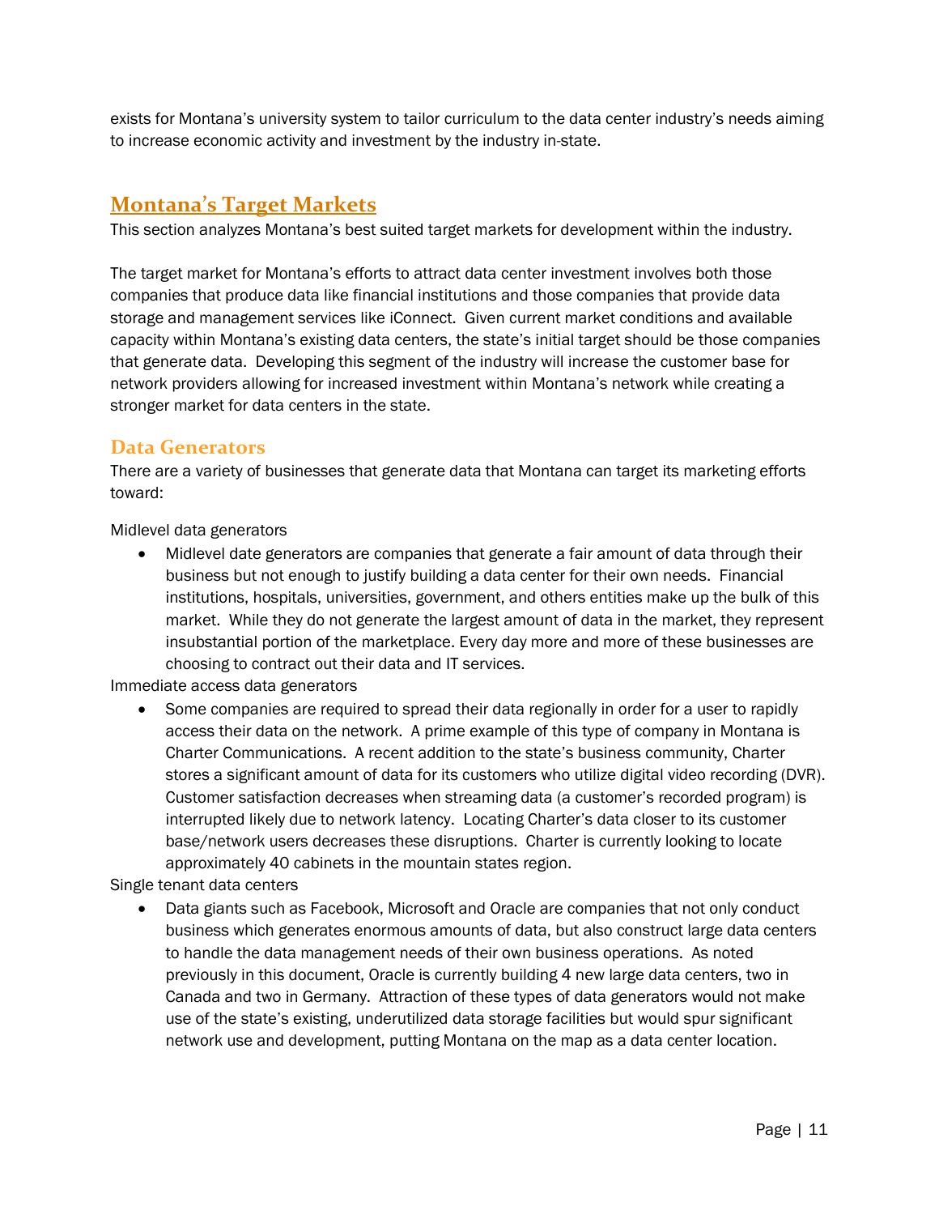exists for Montana's university system to tailor curriculum to the data center industry's needs aiming to increase economic activity and investment by the industry in-state.

## Montana's Target Markets

This section analyzes Montana's best suited target markets for development within the industry.

The target market for Montana's efforts to attract data center investment involves both those companies that produce data like financial institutions and those companies that provide data storage and management services like iConnect. Given current market conditions and available capacity within Montana's existing data centers, the state's initial target should be those companies that generate data. Developing this segment of the industry will increase the customer base for network providers allowing for increased investment within Montana's network while creating a stronger market for data centers in the state.

### Data Generators

There are a variety of businesses that generate data that Montana can target its marketing efforts toward:

Midlevel data generators

- Midlevel date generators are companies that generate a fair amount of data through their business but not enough to justify building a data center for their own needs. Financial institutions, hospitals, universities, government, and others entities make up the bulk of this market. While they do not generate the largest amount of data in the market, they represent insubstantial portion of the marketplace. Every day more and more of these businesses are choosing to contract out their data and IT services.

Immediate access data generators

- Some companies are required to spread their data regionally in order for a user to rapidly access their data on the network. A prime example of this type of company in Montana is Charter Communications. A recent addition to the state's business community, Charter stores a significant amount of data for its customers who utilize digital video recording (DVR). Customer satisfaction decreases when streaming data (a customer's recorded program) is interrupted likely due to network latency. Locating Charter's data closer to its customer base/network users decreases these disruptions. Charter is currently looking to locate approximately 40 cabinets in the mountain states region.

Single tenant data centers

- Data giants such as Facebook, Microsoft and Oracle are companies that not only conduct business which generates enormous amounts of data, but also construct large data centers to handle the data management needs of their own business operations. As noted previously in this document, Oracle is currently building 4 new large data centers, two in Canada and two in Germany. Attraction of these types of data generators would not make use of the state's existing, underutilized data storage facilities but would spur significant network use and development, putting Montana on the map as a data center location.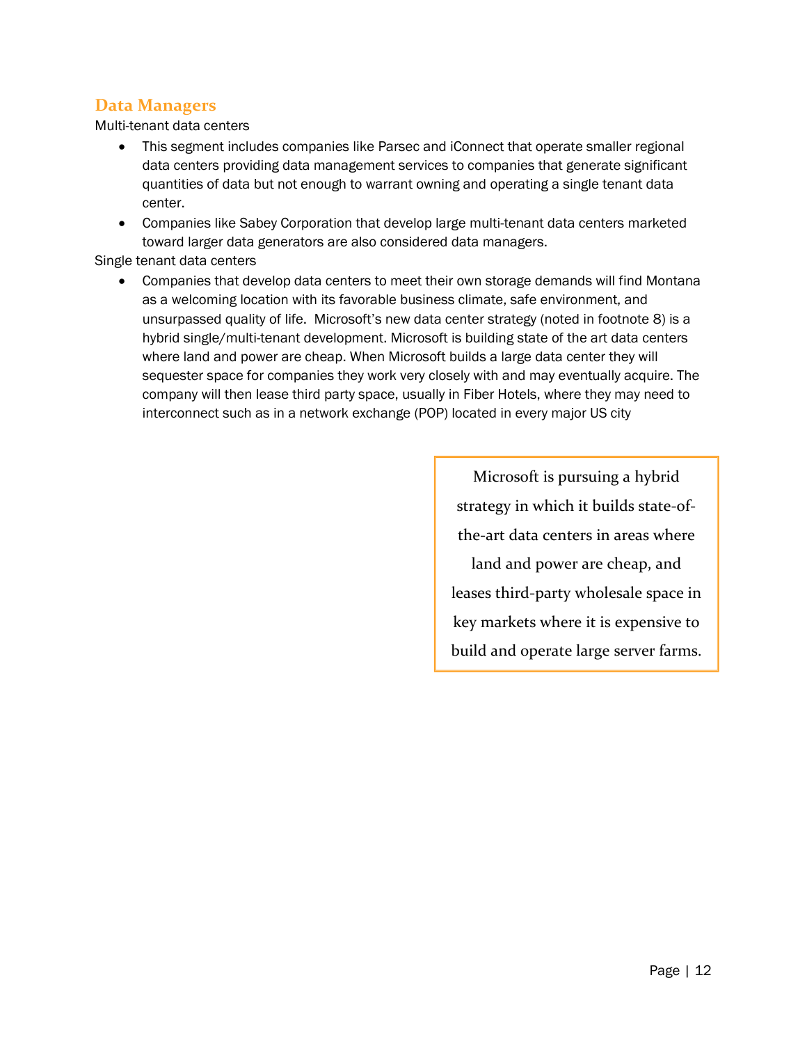## Data Managers

Multi-tenant data centers

- This segment includes companies like Parsec and iConnect that operate smaller regional data centers providing data management services to companies that generate significant quantities of data but not enough to warrant owning and operating a single tenant data center.
- Companies like Sabey Corporation that develop large multi-tenant data centers marketed toward larger data generators are also considered data managers.

Single tenant data centers

- Companies that develop data centers to meet their own storage demands will find Montana as a welcoming location with its favorable business climate, safe environment, and unsurpassed quality of life. Microsoft's new data center strategy (noted in footnote 8) is a hybrid single/multi-tenant development. Microsoft is building state of the art data centers where land and power are cheap. When Microsoft builds a large data center they will sequester space for companies they work very closely with and may eventually acquire. The company will then lease third party space, usually in Fiber Hotels, where they may need to interconnect such as in a network exchange (POP) located in every major US city

> Microsoft is pursuing a hybrid strategy in which it builds state-of-the-art data centers in areas where land and power are cheap, and leases third-party wholesale space in key markets where it is expensive to build and operate large server farms.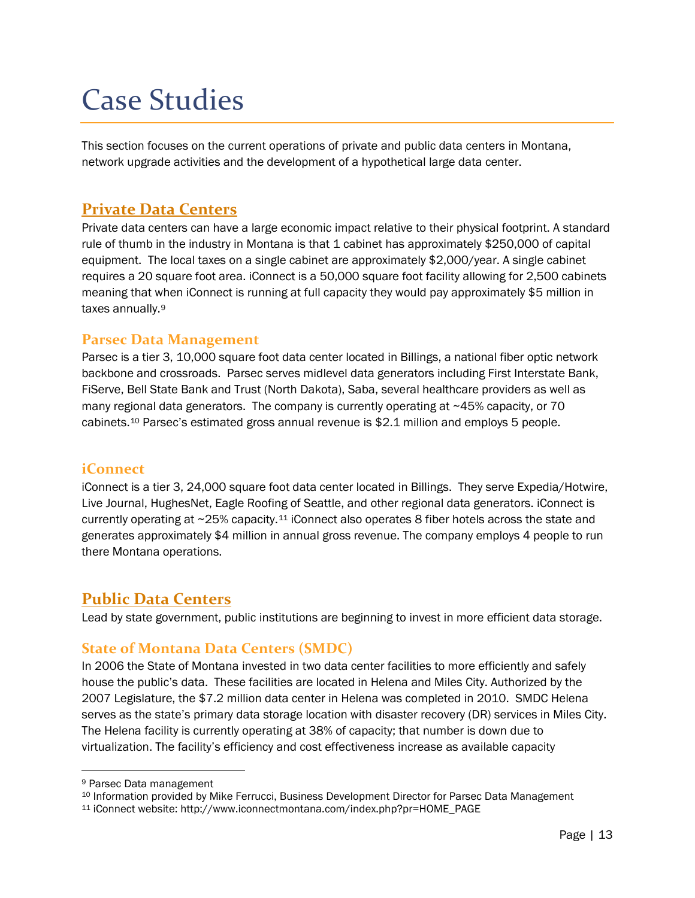# Case Studies

This section focuses on the current operations of private and public data centers in Montana, network upgrade activities and the development of a hypothetical large data center.

## Private Data Centers

Private data centers can have a large economic impact relative to their physical footprint. A standard rule of thumb in the industry in Montana is that 1 cabinet has approximately $250,000 of capital equipment. The local taxes on a single cabinet are approximately $2,000/year. A single cabinet requires a 20 square foot area. iConnect is a 50,000 square foot facility allowing for 2,500 cabinets meaning that when iConnect is running at full capacity they would pay approximately $5 million in taxes annually.[9]

### Parsec Data Management

Parsec is a tier 3, 10,000 square foot data center located in Billings, a national fiber optic network backbone and crossroads. Parsec serves midlevel data generators including First Interstate Bank, FiServe, Bell State Bank and Trust (North Dakota), Saba, several healthcare providers as well as many regional data generators. The company is currently operating at ~45% capacity, or 70 cabinets.[10] Parsec's estimated gross annual revenue is $2.1 million and employs 5 people.

### iConnect

iConnect is a tier 3, 24,000 square foot data center located in Billings. They serve Expedia/Hotwire, Live Journal, HughesNet, Eagle Roofing of Seattle, and other regional data generators. iConnect is currently operating at ~25% capacity.[11] iConnect also operates 8 fiber hotels across the state and generates approximately $4 million in annual gross revenue. The company employs 4 people to run there Montana operations.

## Public Data Centers

Lead by state government, public institutions are beginning to invest in more efficient data storage.

### State of Montana Data Centers (SMDC)

In 2006 the State of Montana invested in two data center facilities to more efficiently and safely house the public's data. These facilities are located in Helena and Miles City. Authorized by the 2007 Legislature, the $7.2 million data center in Helena was completed in 2010. SMDC Helena serves as the state's primary data storage location with disaster recovery (DR) services in Miles City. The Helena facility is currently operating at 38% of capacity; that number is down due to virtualization. The facility's efficiency and cost effectiveness increase as available capacity

---

[9] Parsec Data management

[10] Information provided by Mike Ferrucci, Business Development Director for Parsec Data Management

[11] iConnect website: http://www.iconnectmontana.com/index.php?pr=HOME_PAGE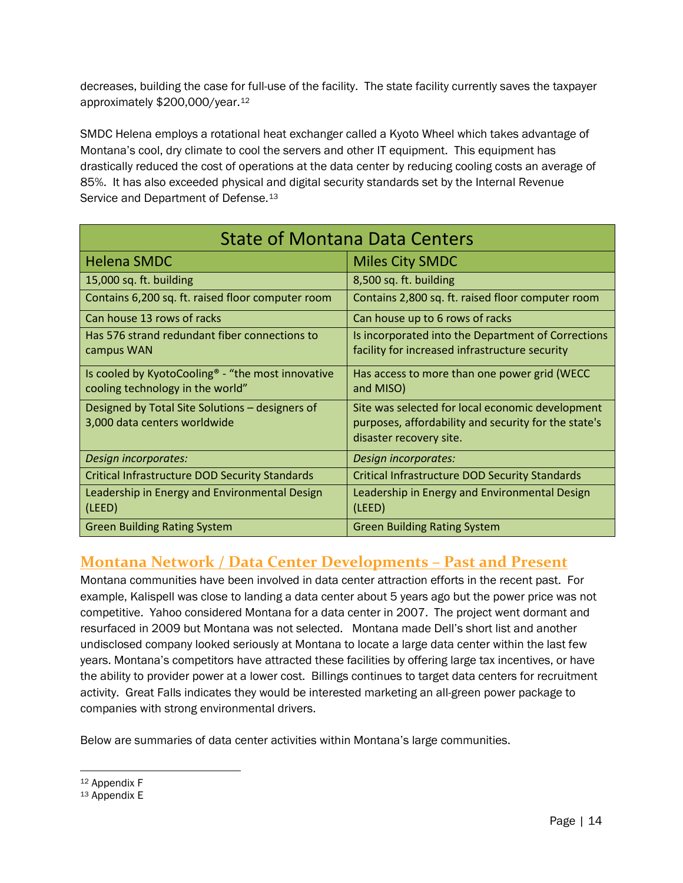decreases, building the case for full-use of the facility. The state facility currently saves the taxpayer approximately $200,000/year.[12]

SMDC Helena employs a rotational heat exchanger called a Kyoto Wheel which takes advantage of Montana's cool, dry climate to cool the servers and other IT equipment. This equipment has drastically reduced the cost of operations at the data center by reducing cooling costs an average of 85%. It has also exceeded physical and digital security standards set by the Internal Revenue Service and Department of Defense.[13]

| State of Montana Data Centers | |
|---|---|
| Helena SMDC | Miles City SMDC |
| 15,000 sq. ft. building | 8,500 sq. ft. building |
| Contains 6,200 sq. ft. raised floor computer room | Contains 2,800 sq. ft. raised floor computer room |
| Can house 13 rows of racks | Can house up to 6 rows of racks |
| Has 576 strand redundant fiber connections to campus WAN | Is incorporated into the Department of Corrections facility for increased infrastructure security |
| Is cooled by KyotoCooling® - "the most innovative cooling technology in the world" | Has access to more than one power grid (WECC and MISO) |
| Designed by Total Site Solutions – designers of 3,000 data centers worldwide | Site was selected for local economic development purposes, affordability and security for the state's disaster recovery site. |
| *Design incorporates:* | *Design incorporates:* |
| Critical Infrastructure DOD Security Standards | Critical Infrastructure DOD Security Standards |
| Leadership in Energy and Environmental Design (LEED) | Leadership in Energy and Environmental Design (LEED) |
| Green Building Rating System | Green Building Rating System |

## Montana Network / Data Center Developments – Past and Present

Montana communities have been involved in data center attraction efforts in the recent past. For example, Kalispell was close to landing a data center about 5 years ago but the power price was not competitive. Yahoo considered Montana for a data center in 2007. The project went dormant and resurfaced in 2009 but Montana was not selected. Montana made Dell's short list and another undisclosed company looked seriously at Montana to locate a large data center within the last few years. Montana's competitors have attracted these facilities by offering large tax incentives, or have the ability to provider power at a lower cost. Billings continues to target data centers for recruitment activity. Great Falls indicates they would be interested marketing an all-green power package to companies with strong environmental drivers.

Below are summaries of data center activities within Montana's large communities.

[12] Appendix F
[13] Appendix E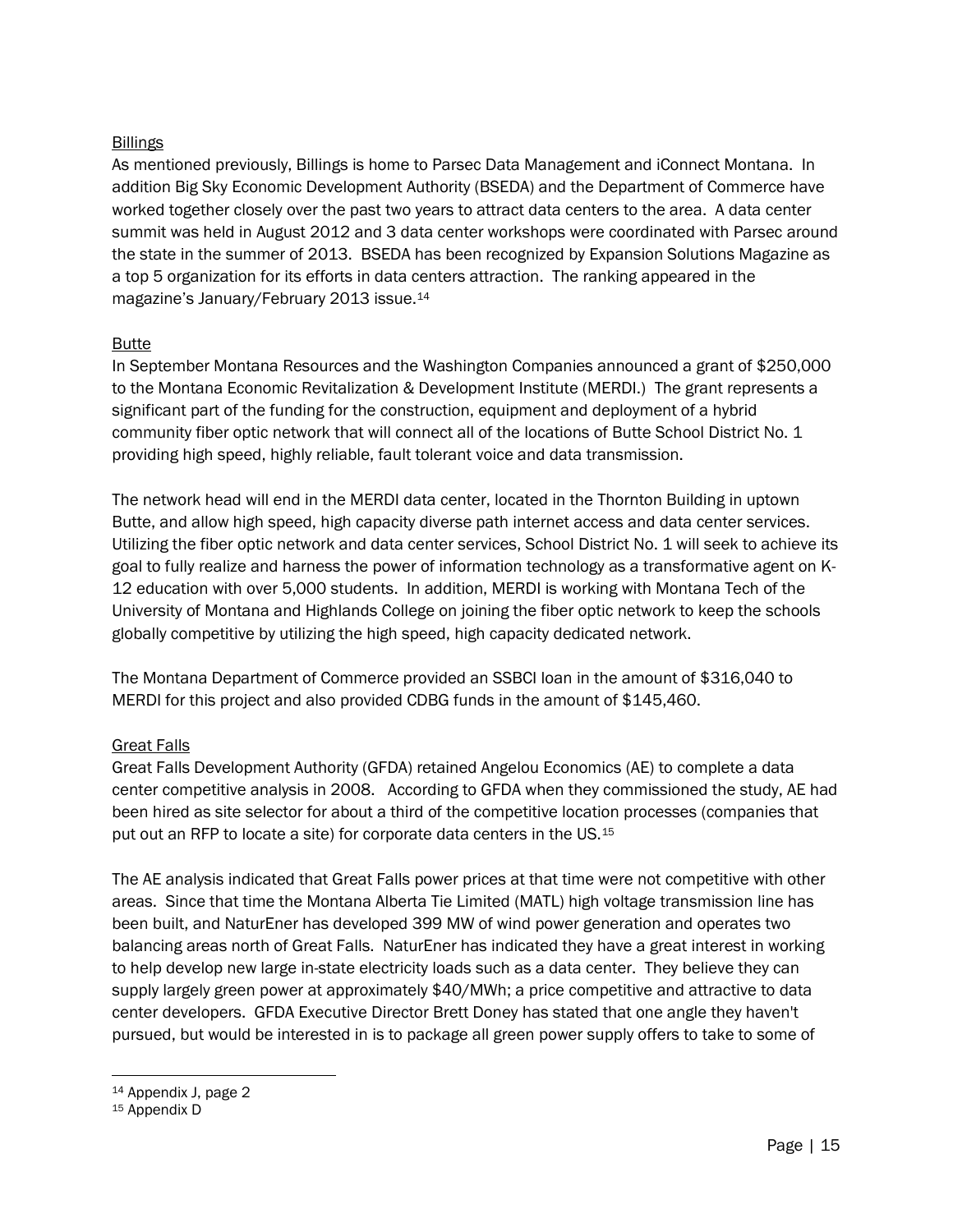Billings

As mentioned previously, Billings is home to Parsec Data Management and iConnect Montana. In addition Big Sky Economic Development Authority (BSEDA) and the Department of Commerce have worked together closely over the past two years to attract data centers to the area. A data center summit was held in August 2012 and 3 data center workshops were coordinated with Parsec around the state in the summer of 2013. BSEDA has been recognized by Expansion Solutions Magazine as a top 5 organization for its efforts in data centers attraction. The ranking appeared in the magazine's January/February 2013 issue.[14]

Butte

In September Montana Resources and the Washington Companies announced a grant of $250,000 to the Montana Economic Revitalization & Development Institute (MERDI.) The grant represents a significant part of the funding for the construction, equipment and deployment of a hybrid community fiber optic network that will connect all of the locations of Butte School District No. 1 providing high speed, highly reliable, fault tolerant voice and data transmission.

The network head will end in the MERDI data center, located in the Thornton Building in uptown Butte, and allow high speed, high capacity diverse path internet access and data center services. Utilizing the fiber optic network and data center services, School District No. 1 will seek to achieve its goal to fully realize and harness the power of information technology as a transformative agent on K-12 education with over 5,000 students. In addition, MERDI is working with Montana Tech of the University of Montana and Highlands College on joining the fiber optic network to keep the schools globally competitive by utilizing the high speed, high capacity dedicated network.

The Montana Department of Commerce provided an SSBCI loan in the amount of $316,040 to MERDI for this project and also provided CDBG funds in the amount of $145,460.

Great Falls

Great Falls Development Authority (GFDA) retained Angelou Economics (AE) to complete a data center competitive analysis in 2008. According to GFDA when they commissioned the study, AE had been hired as site selector for about a third of the competitive location processes (companies that put out an RFP to locate a site) for corporate data centers in the US.[15]

The AE analysis indicated that Great Falls power prices at that time were not competitive with other areas. Since that time the Montana Alberta Tie Limited (MATL) high voltage transmission line has been built, and NaturEner has developed 399 MW of wind power generation and operates two balancing areas north of Great Falls. NaturEner has indicated they have a great interest in working to help develop new large in-state electricity loads such as a data center. They believe they can supply largely green power at approximately $40/MWh; a price competitive and attractive to data center developers. GFDA Executive Director Brett Doney has stated that one angle they haven't pursued, but would be interested in is to package all green power supply offers to take to some of

[14] Appendix J, page 2

[15] Appendix D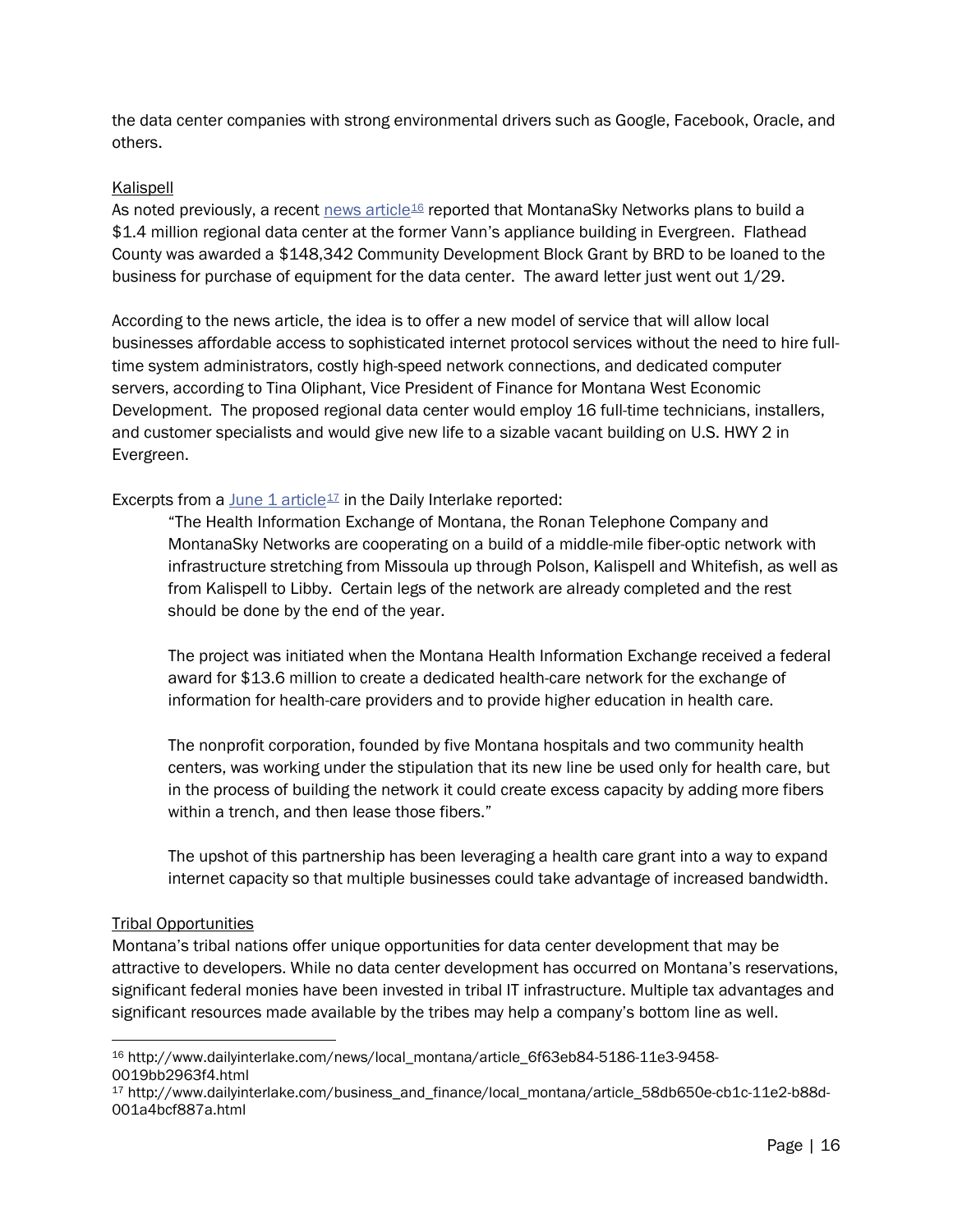the data center companies with strong environmental drivers such as Google, Facebook, Oracle, and others.

Kalispell

As noted previously, a recent news article[16] reported that MontanaSky Networks plans to build a $1.4 million regional data center at the former Vann's appliance building in Evergreen. Flathead County was awarded a $148,342 Community Development Block Grant by BRD to be loaned to the business for purchase of equipment for the data center. The award letter just went out 1/29.

According to the news article, the idea is to offer a new model of service that will allow local businesses affordable access to sophisticated internet protocol services without the need to hire full-time system administrators, costly high-speed network connections, and dedicated computer servers, according to Tina Oliphant, Vice President of Finance for Montana West Economic Development. The proposed regional data center would employ 16 full-time technicians, installers, and customer specialists and would give new life to a sizable vacant building on U.S. HWY 2 in Evergreen.

Excerpts from a June 1 article[17] in the Daily Interlake reported:

> "The Health Information Exchange of Montana, the Ronan Telephone Company and MontanaSky Networks are cooperating on a build of a middle-mile fiber-optic network with infrastructure stretching from Missoula up through Polson, Kalispell and Whitefish, as well as from Kalispell to Libby. Certain legs of the network are already completed and the rest should be done by the end of the year.
>
> The project was initiated when the Montana Health Information Exchange received a federal award for $13.6 million to create a dedicated health-care network for the exchange of information for health-care providers and to provide higher education in health care.
>
> The nonprofit corporation, founded by five Montana hospitals and two community health centers, was working under the stipulation that its new line be used only for health care, but in the process of building the network it could create excess capacity by adding more fibers within a trench, and then lease those fibers."
>
> The upshot of this partnership has been leveraging a health care grant into a way to expand internet capacity so that multiple businesses could take advantage of increased bandwidth.

Tribal Opportunities

Montana's tribal nations offer unique opportunities for data center development that may be attractive to developers. While no data center development has occurred on Montana's reservations, significant federal monies have been invested in tribal IT infrastructure. Multiple tax advantages and significant resources made available by the tribes may help a company's bottom line as well.

---

[16] http://www.dailyinterlake.com/news/local_montana/article_6f63eb84-5186-11e3-9458-0019bb2963f4.html

[17] http://www.dailyinterlake.com/business_and_finance/local_montana/article_58db650e-cb1c-11e2-b88d-001a4bcf887a.html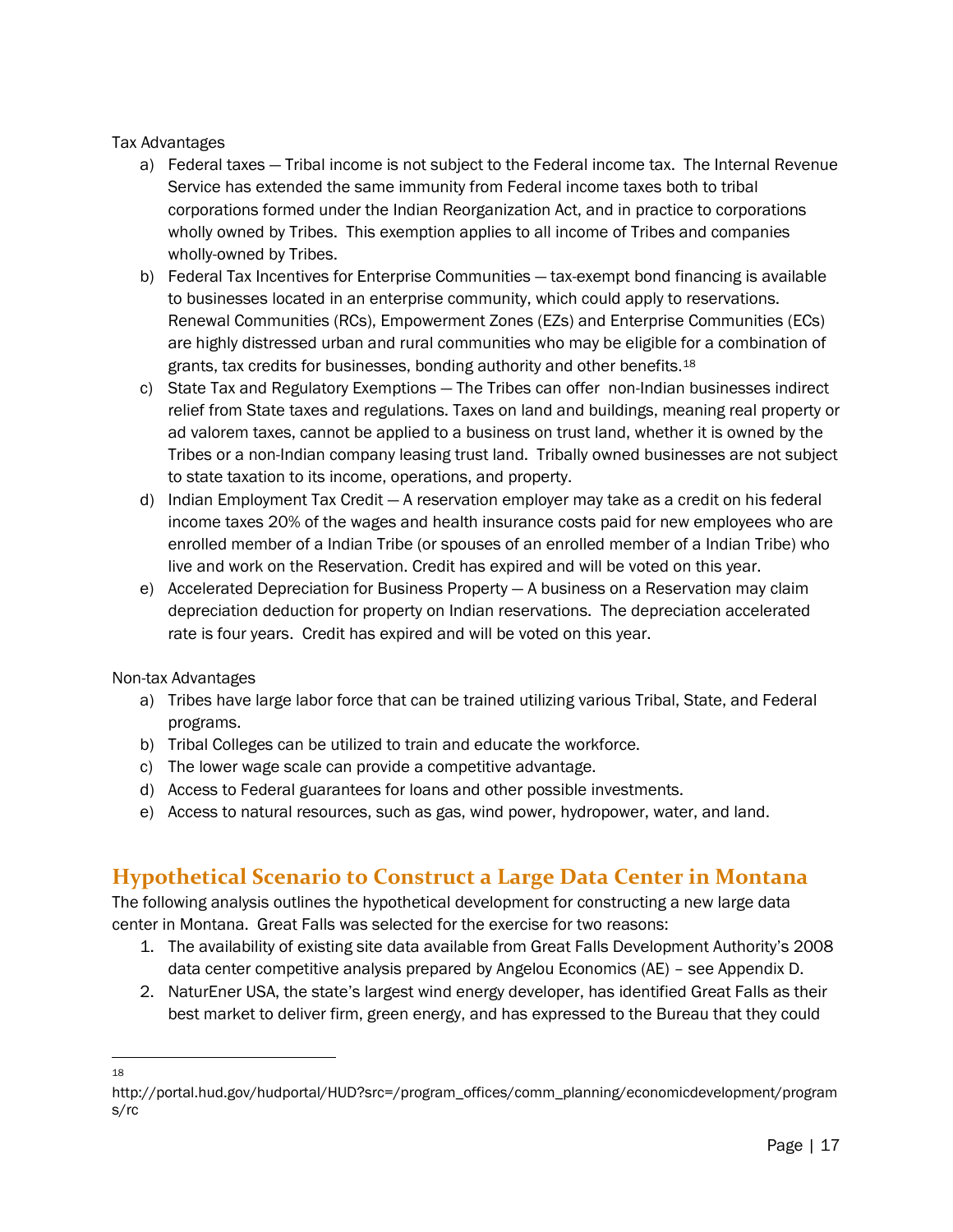Tax Advantages

a) Federal taxes — Tribal income is not subject to the Federal income tax. The Internal Revenue Service has extended the same immunity from Federal income taxes both to tribal corporations formed under the Indian Reorganization Act, and in practice to corporations wholly owned by Tribes. This exemption applies to all income of Tribes and companies wholly-owned by Tribes.
b) Federal Tax Incentives for Enterprise Communities — tax-exempt bond financing is available to businesses located in an enterprise community, which could apply to reservations. Renewal Communities (RCs), Empowerment Zones (EZs) and Enterprise Communities (ECs) are highly distressed urban and rural communities who may be eligible for a combination of grants, tax credits for businesses, bonding authority and other benefits.[18]
c) State Tax and Regulatory Exemptions — The Tribes can offer non-Indian businesses indirect relief from State taxes and regulations. Taxes on land and buildings, meaning real property or ad valorem taxes, cannot be applied to a business on trust land, whether it is owned by the Tribes or a non-Indian company leasing trust land. Tribally owned businesses are not subject to state taxation to its income, operations, and property.
d) Indian Employment Tax Credit — A reservation employer may take as a credit on his federal income taxes 20% of the wages and health insurance costs paid for new employees who are enrolled member of a Indian Tribe (or spouses of an enrolled member of a Indian Tribe) who live and work on the Reservation. Credit has expired and will be voted on this year.
e) Accelerated Depreciation for Business Property — A business on a Reservation may claim depreciation deduction for property on Indian reservations. The depreciation accelerated rate is four years. Credit has expired and will be voted on this year.

Non-tax Advantages

a) Tribes have large labor force that can be trained utilizing various Tribal, State, and Federal programs.
b) Tribal Colleges can be utilized to train and educate the workforce.
c) The lower wage scale can provide a competitive advantage.
d) Access to Federal guarantees for loans and other possible investments.
e) Access to natural resources, such as gas, wind power, hydropower, water, and land.

## Hypothetical Scenario to Construct a Large Data Center in Montana

The following analysis outlines the hypothetical development for constructing a new large data center in Montana. Great Falls was selected for the exercise for two reasons:

1. The availability of existing site data available from Great Falls Development Authority's 2008 data center competitive analysis prepared by Angelou Economics (AE) – see Appendix D.
2. NaturEner USA, the state's largest wind energy developer, has identified Great Falls as their best market to deliver firm, green energy, and has expressed to the Bureau that they could

[18] http://portal.hud.gov/hudportal/HUD?src=/program_offices/comm_planning/economicdevelopment/programs/rc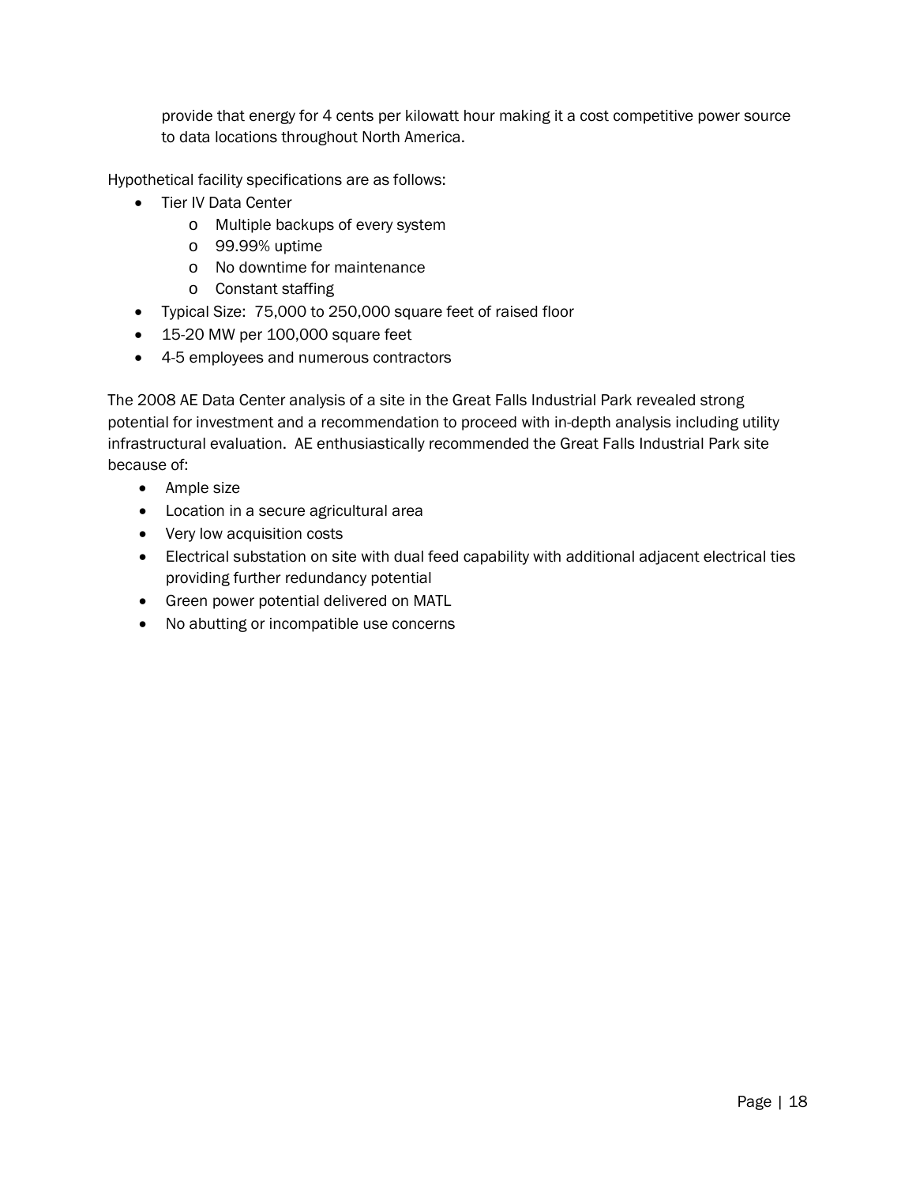provide that energy for 4 cents per kilowatt hour making it a cost competitive power source to data locations throughout North America.

Hypothetical facility specifications are as follows:

- Tier IV Data Center
  - Multiple backups of every system
  - 99.99% uptime
  - No downtime for maintenance
  - Constant staffing
- Typical Size: 75,000 to 250,000 square feet of raised floor
- 15-20 MW per 100,000 square feet
- 4-5 employees and numerous contractors

The 2008 AE Data Center analysis of a site in the Great Falls Industrial Park revealed strong potential for investment and a recommendation to proceed with in-depth analysis including utility infrastructural evaluation. AE enthusiastically recommended the Great Falls Industrial Park site because of:

- Ample size
- Location in a secure agricultural area
- Very low acquisition costs
- Electrical substation on site with dual feed capability with additional adjacent electrical ties providing further redundancy potential
- Green power potential delivered on MATL
- No abutting or incompatible use concerns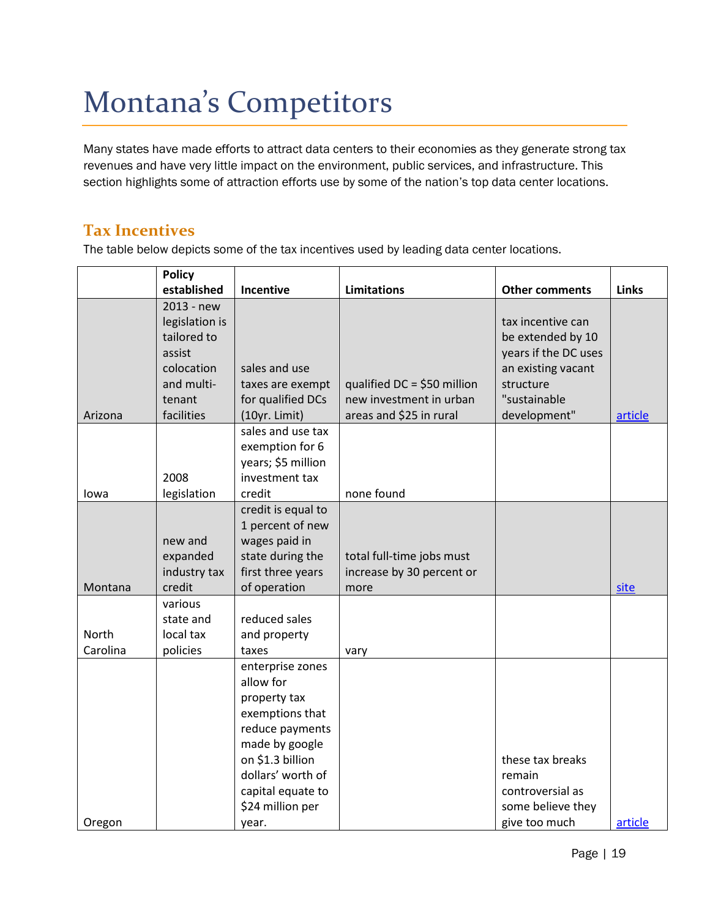# Montana's Competitors

Many states have made efforts to attract data centers to their economies as they generate strong tax revenues and have very little impact on the environment, public services, and infrastructure. This section highlights some of attraction efforts use by some of the nation's top data center locations.

## Tax Incentives

The table below depicts some of the tax incentives used by leading data center locations.

| | Policy established | Incentive | Limitations | Other comments | Links |
|---|---|---|---|---|---|
| Arizona | 2013 - new legislation is tailored to assist colocation and multi-tenant facilities | sales and use taxes are exempt for qualified DCs (10yr. Limit) | qualified DC = $50 million new investment in urban areas and $25 in rural | tax incentive can be extended by 10 years if the DC uses an existing vacant structure "sustainable development" | article |
| Iowa | 2008 legislation | sales and use tax exemption for 6 years; $5 million investment tax credit | none found | | |
| Montana | new and expanded industry tax credit | credit is equal to 1 percent of new wages paid in state during the first three years of operation | total full-time jobs must increase by 30 percent or more | | site |
| North Carolina | various state and local tax policies | reduced sales and property taxes | vary | | |
| Oregon | | enterprise zones allow for property tax exemptions that reduce payments made by google on $1.3 billion dollars' worth of capital equate to $24 million per year. | | these tax breaks remain controversial as some believe they give too much | article |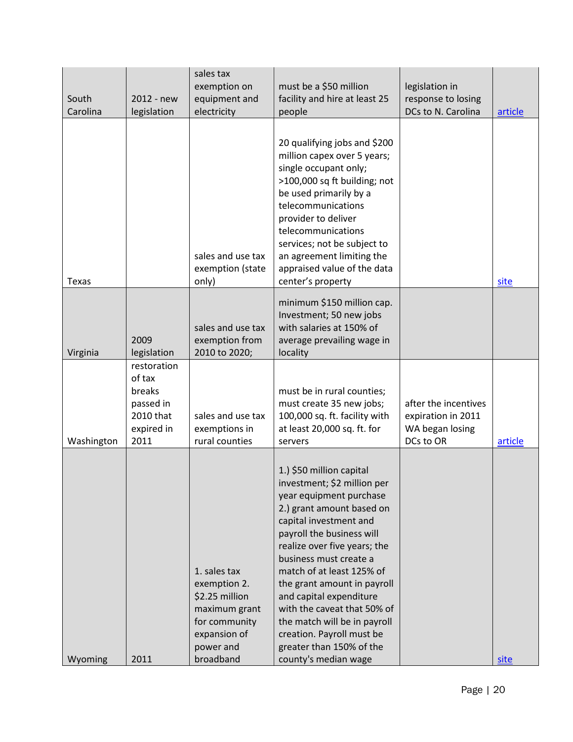| | | | | | |
|---|---|---|---|---|---|
| South Carolina | 2012 - new legislation | sales tax exemption on equipment and electricity | must be a $50 million facility and hire at least 25 people | legislation in response to losing DCs to N. Carolina | article |
| Texas | | sales and use tax exemption (state only) | 20 qualifying jobs and $200 million capex over 5 years; single occupant only; >100,000 sq ft building; not be used primarily by a telecommunications provider to deliver telecommunications services; not be subject to an agreement limiting the appraised value of the data center's property | | site |
| Virginia | 2009 legislation | sales and use tax exemption from 2010 to 2020; | minimum $150 million cap. Investment; 50 new jobs with salaries at 150% of average prevailing wage in locality | | |
| Washington | restoration of tax breaks passed in 2010 that expired in 2011 | sales and use tax exemptions in rural counties | must be in rural counties; must create 35 new jobs; 100,000 sq. ft. facility with at least 20,000 sq. ft. for servers | after the incentives expiration in 2011 WA began losing DCs to OR | article |
| Wyoming | 2011 | 1. sales tax exemption 2. $2.25 million maximum grant for community expansion of power and broadband | 1.) $50 million capital investment; $2 million per year equipment purchase 2.) grant amount based on capital investment and payroll the business will realize over five years; the business must create a match of at least 125% of the grant amount in payroll and capital expenditure with the caveat that 50% of the match will be in payroll creation. Payroll must be greater than 150% of the county's median wage | | site |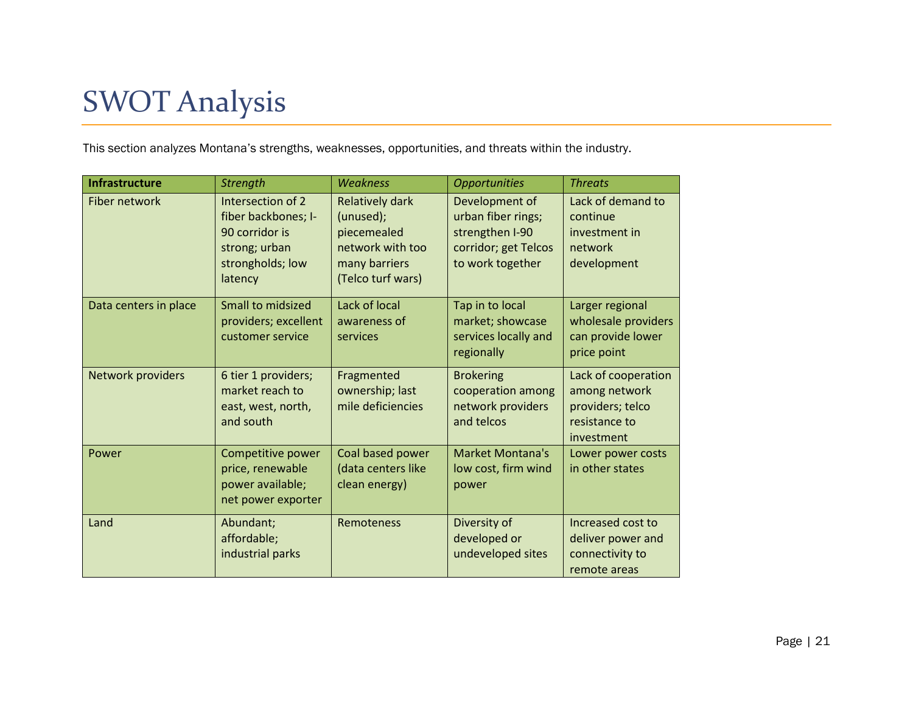# SWOT Analysis

This section analyzes Montana's strengths, weaknesses, opportunities, and threats within the industry.

| **Infrastructure** | *Strength* | *Weakness* | *Opportunities* | *Threats* |
|---|---|---|---|---|
| Fiber network | Intersection of 2 fiber backbones; I-90 corridor is strong; urban strongholds; low latency | Relatively dark (unused); piecemealed network with too many barriers (Telco turf wars) | Development of urban fiber rings; strengthen I-90 corridor; get Telcos to work together | Lack of demand to continue investment in network development |
| Data centers in place | Small to midsized providers; excellent customer service | Lack of local awareness of services | Tap in to local market; showcase services locally and regionally | Larger regional wholesale providers can provide lower price point |
| Network providers | 6 tier 1 providers; market reach to east, west, north, and south | Fragmented ownership; last mile deficiencies | Brokering cooperation among network providers and telcos | Lack of cooperation among network providers; telco resistance to investment |
| Power | Competitive power price, renewable power available; net power exporter | Coal based power (data centers like clean energy) | Market Montana's low cost, firm wind power | Lower power costs in other states |
| Land | Abundant; affordable; industrial parks | Remoteness | Diversity of developed or undeveloped sites | Increased cost to deliver power and connectivity to remote areas |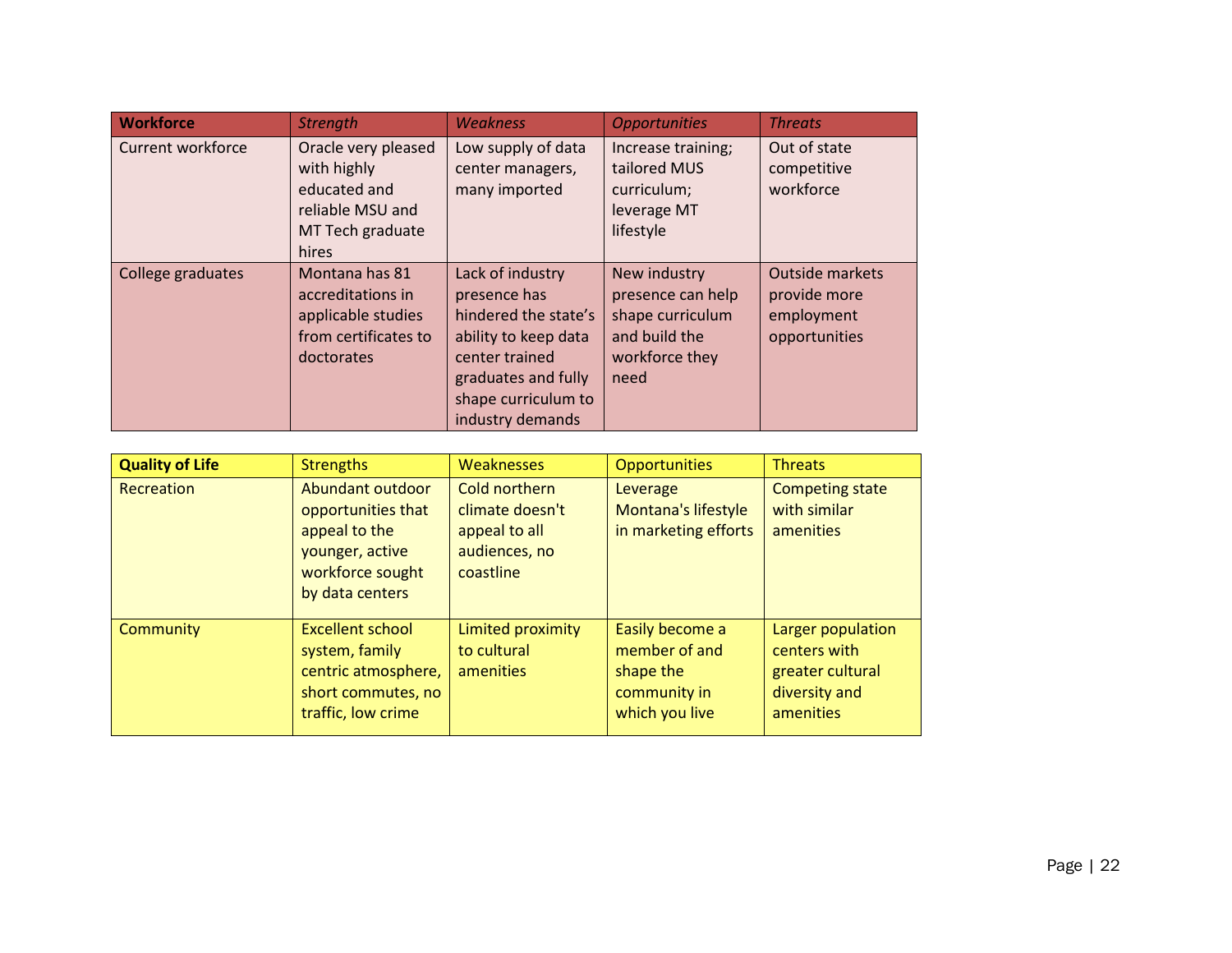| **Workforce** | *Strength* | *Weakness* | *Opportunities* | *Threats* |
|---|---|---|---|---|
| Current workforce | Oracle very pleased with highly educated and reliable MSU and MT Tech graduate hires | Low supply of data center managers, many imported | Increase training; tailored MUS curriculum; leverage MT lifestyle | Out of state competitive workforce |
| College graduates | Montana has 81 accreditations in applicable studies from certificates to doctorates | Lack of industry presence has hindered the state's ability to keep data center trained graduates and fully shape curriculum to industry demands | New industry presence can help shape curriculum and build the workforce they need | Outside markets provide more employment opportunities |

| **Quality of Life** | Strengths | Weaknesses | Opportunities | Threats |
|---|---|---|---|---|
| Recreation | Abundant outdoor opportunities that appeal to the younger, active workforce sought by data centers | Cold northern climate doesn't appeal to all audiences, no coastline | Leverage Montana's lifestyle in marketing efforts | Competing state with similar amenities |
| Community | Excellent school system, family centric atmosphere, short commutes, no traffic, low crime | Limited proximity to cultural amenities | Easily become a member of and shape the community in which you live | Larger population centers with greater cultural diversity and amenities |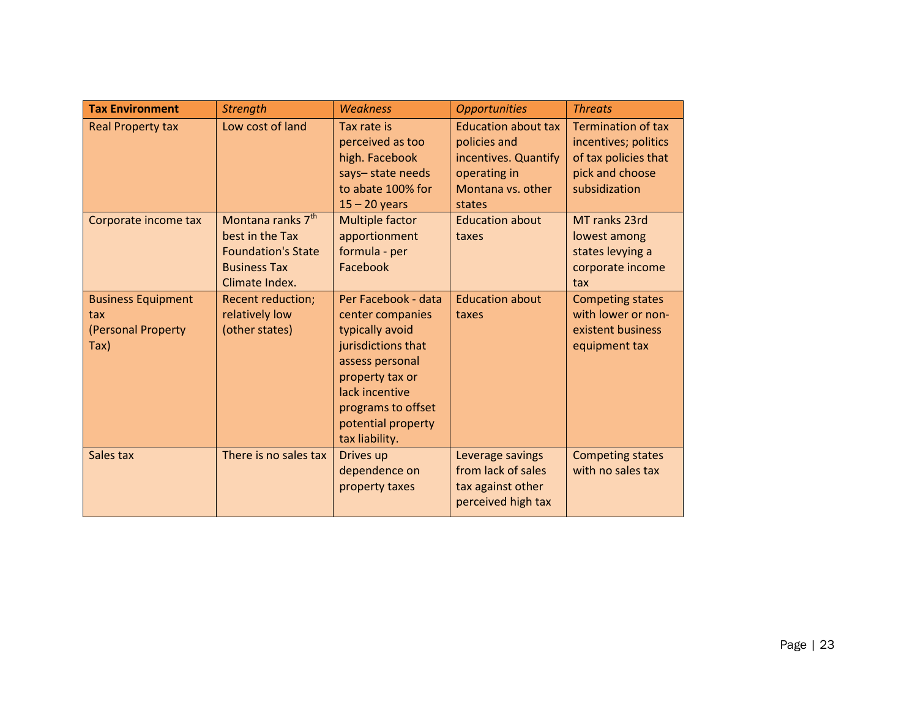| **Tax Environment** | *Strength* | *Weakness* | *Opportunities* | *Threats* |
|---|---|---|---|---|
| Real Property tax | Low cost of land | Tax rate is perceived as too high. Facebook says– state needs to abate 100% for 15 – 20 years | Education about tax policies and incentives. Quantify operating in Montana vs. other states | Termination of tax incentives; politics of tax policies that pick and choose subsidization |
| Corporate income tax | Montana ranks 7th best in the Tax Foundation's State Business Tax Climate Index. | Multiple factor apportionment formula - per Facebook | Education about taxes | MT ranks 23rd lowest among states levying a corporate income tax |
| Business Equipment tax (Personal Property Tax) | Recent reduction; relatively low (other states) | Per Facebook - data center companies typically avoid jurisdictions that assess personal property tax or lack incentive programs to offset potential property tax liability. | Education about taxes | Competing states with lower or non-existent business equipment tax |
| Sales tax | There is no sales tax | Drives up dependence on property taxes | Leverage savings from lack of sales tax against other perceived high tax | Competing states with no sales tax |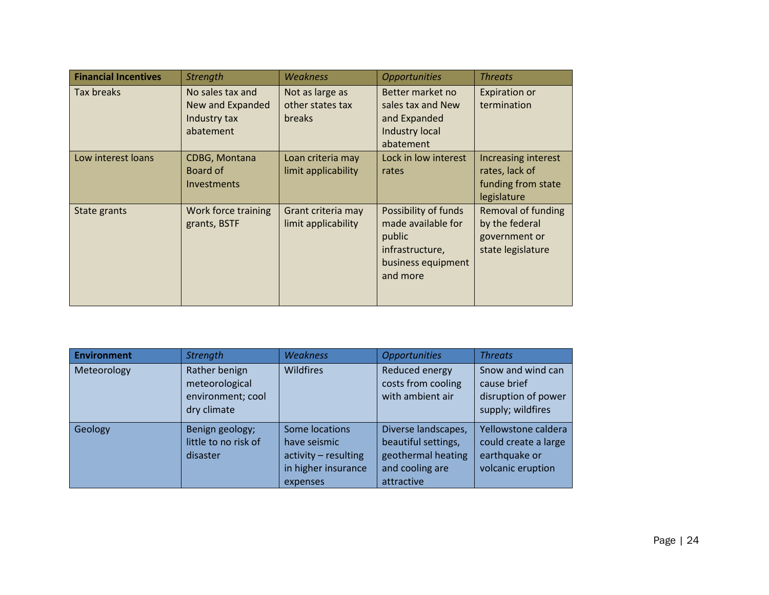| **Financial Incentives** | *Strength* | *Weakness* | *Opportunities* | *Threats* |
|---|---|---|---|---|
| Tax breaks | No sales tax and New and Expanded Industry tax abatement | Not as large as other states tax breaks | Better market no sales tax and New and Expanded Industry local abatement | Expiration or termination |
| Low interest loans | CDBG, Montana Board of Investments | Loan criteria may limit applicability | Lock in low interest rates | Increasing interest rates, lack of funding from state legislature |
| State grants | Work force training grants, BSTF | Grant criteria may limit applicability | Possibility of funds made available for public infrastructure, business equipment and more | Removal of funding by the federal government or state legislature |

| **Environment** | *Strength* | *Weakness* | *Opportunities* | *Threats* |
|---|---|---|---|---|
| Meteorology | Rather benign meteorological environment; cool dry climate | Wildfires | Reduced energy costs from cooling with ambient air | Snow and wind can cause brief disruption of power supply; wildfires |
| Geology | Benign geology; little to no risk of disaster | Some locations have seismic activity – resulting in higher insurance expenses | Diverse landscapes, beautiful settings, geothermal heating and cooling are attractive | Yellowstone caldera could create a large earthquake or volcanic eruption |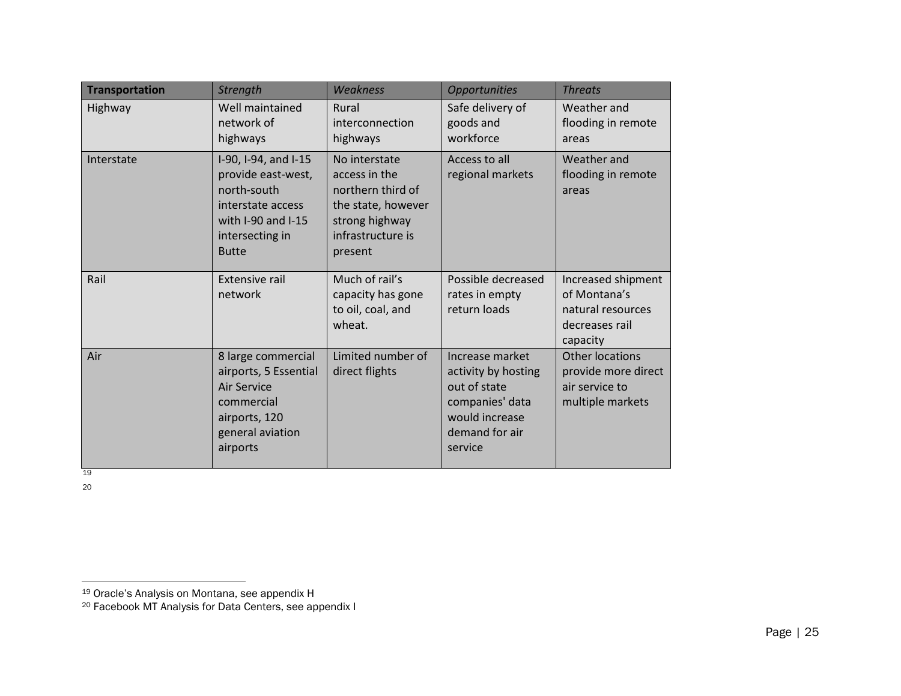| **Transportation** | *Strength* | *Weakness* | *Opportunities* | *Threats* |
|---|---|---|---|---|
| Highway | Well maintained network of highways | Rural interconnection highways | Safe delivery of goods and workforce | Weather and flooding in remote areas |
| Interstate | I-90, I-94, and I-15 provide east-west, north-south interstate access with I-90 and I-15 intersecting in Butte | No interstate access in the northern third of the state, however strong highway infrastructure is present | Access to all regional markets | Weather and flooding in remote areas |
| Rail | Extensive rail network | Much of rail's capacity has gone to oil, coal, and wheat. | Possible decreased rates in empty return loads | Increased shipment of Montana's natural resources decreases rail capacity |
| Air | 8 large commercial airports, 5 Essential Air Service commercial airports, 120 general aviation airports | Limited number of direct flights | Increase market activity by hosting out of state companies' data would increase demand for air service | Other locations provide more direct air service to multiple markets |

[19]

[20]

---

[19] Oracle's Analysis on Montana, see appendix H

[20] Facebook MT Analysis for Data Centers, see appendix I